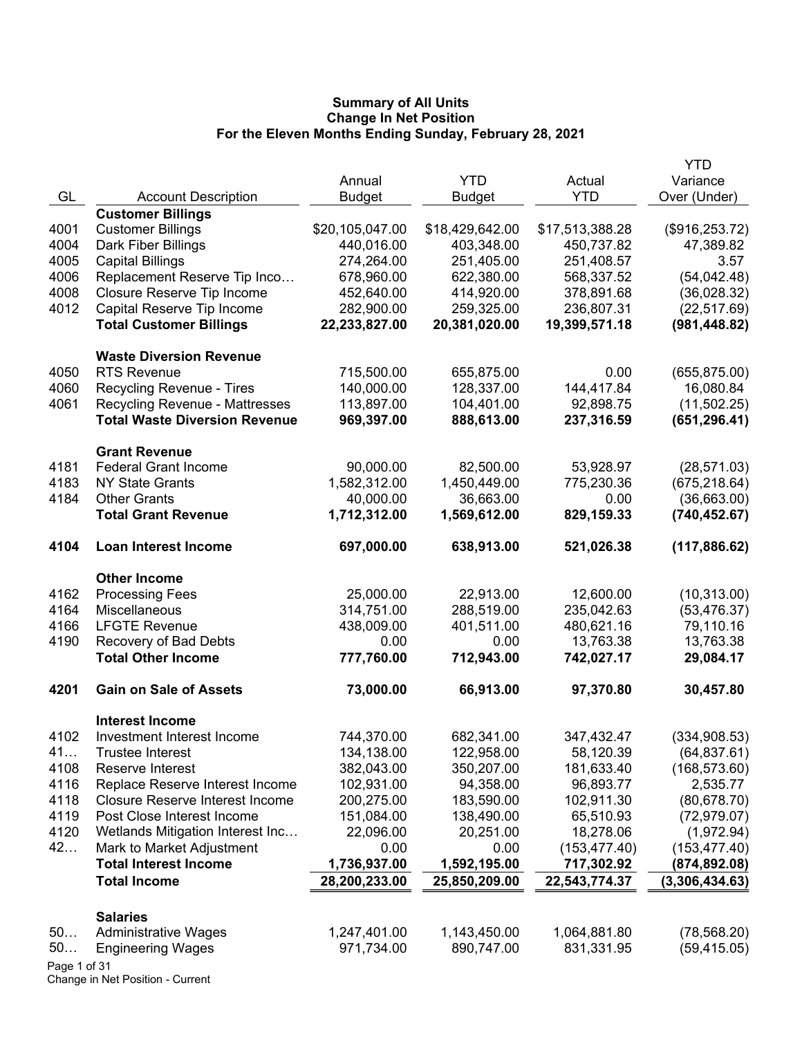# Summary of All Units
## Change In Net Position
### For the Eleven Months Ending Sunday, February 28, 2021

| GL | Account Description | Annual Budget | YTD Budget | Actual YTD | YTD Variance Over (Under) |
|---|---|---|---|---|---|
| | **Customer Billings** | | | | |
| 4001 | Customer Billings | $20,105,047.00 | $18,429,642.00 | $17,513,388.28 | ($916,253.72) |
| 4004 | Dark Fiber Billings | 440,016.00 | 403,348.00 | 450,737.82 | 47,389.82 |
| 4005 | Capital Billings | 274,264.00 | 251,405.00 | 251,408.57 | 3.57 |
| 4006 | Replacement Reserve Tip Inco… | 678,960.00 | 622,380.00 | 568,337.52 | (54,042.48) |
| 4008 | Closure Reserve Tip Income | 452,640.00 | 414,920.00 | 378,891.68 | (36,028.32) |
| 4012 | Capital Reserve Tip Income | 282,900.00 | 259,325.00 | 236,807.31 | (22,517.69) |
| | **Total Customer Billings** | **22,233,827.00** | **20,381,020.00** | **19,399,571.18** | **(981,448.82)** |
| | **Waste Diversion Revenue** | | | | |
| 4050 | RTS Revenue | 715,500.00 | 655,875.00 | 0.00 | (655,875.00) |
| 4060 | Recycling Revenue - Tires | 140,000.00 | 128,337.00 | 144,417.84 | 16,080.84 |
| 4061 | Recycling Revenue - Mattresses | 113,897.00 | 104,401.00 | 92,898.75 | (11,502.25) |
| | **Total Waste Diversion Revenue** | **969,397.00** | **888,613.00** | **237,316.59** | **(651,296.41)** |
| | **Grant Revenue** | | | | |
| 4181 | Federal Grant Income | 90,000.00 | 82,500.00 | 53,928.97 | (28,571.03) |
| 4183 | NY State Grants | 1,582,312.00 | 1,450,449.00 | 775,230.36 | (675,218.64) |
| 4184 | Other Grants | 40,000.00 | 36,663.00 | 0.00 | (36,663.00) |
| | **Total Grant Revenue** | **1,712,312.00** | **1,569,612.00** | **829,159.33** | **(740,452.67)** |
| **4104** | **Loan Interest Income** | **697,000.00** | **638,913.00** | **521,026.38** | **(117,886.62)** |
| | **Other Income** | | | | |
| 4162 | Processing Fees | 25,000.00 | 22,913.00 | 12,600.00 | (10,313.00) |
| 4164 | Miscellaneous | 314,751.00 | 288,519.00 | 235,042.63 | (53,476.37) |
| 4166 | LFGTE Revenue | 438,009.00 | 401,511.00 | 480,621.16 | 79,110.16 |
| 4190 | Recovery of Bad Debts | 0.00 | 0.00 | 13,763.38 | 13,763.38 |
| | **Total Other Income** | **777,760.00** | **712,943.00** | **742,027.17** | **29,084.17** |
| **4201** | **Gain on Sale of Assets** | **73,000.00** | **66,913.00** | **97,370.80** | **30,457.80** |
| | **Interest Income** | | | | |
| 4102 | Investment Interest Income | 744,370.00 | 682,341.00 | 347,432.47 | (334,908.53) |
| 41… | Trustee Interest | 134,138.00 | 122,958.00 | 58,120.39 | (64,837.61) |
| 4108 | Reserve Interest | 382,043.00 | 350,207.00 | 181,633.40 | (168,573.60) |
| 4116 | Replace Reserve Interest Income | 102,931.00 | 94,358.00 | 96,893.77 | 2,535.77 |
| 4118 | Closure Reserve Interest Income | 200,275.00 | 183,590.00 | 102,911.30 | (80,678.70) |
| 4119 | Post Close Interest Income | 151,084.00 | 138,490.00 | 65,510.93 | (72,979.07) |
| 4120 | Wetlands Mitigation Interest Inc… | 22,096.00 | 20,251.00 | 18,278.06 | (1,972.94) |
| 42… | Mark to Market Adjustment | 0.00 | 0.00 | (153,477.40) | (153,477.40) |
| | **Total Interest Income** | **1,736,937.00** | **1,592,195.00** | **717,302.92** | **(874,892.08)** |
| | **Total Income** | **28,200,233.00** | **25,850,209.00** | **22,543,774.37** | **(3,306,434.63)** |
| | **Salaries** | | | | |
| 50… | Administrative Wages | 1,247,401.00 | 1,143,450.00 | 1,064,881.80 | (78,568.20) |
| 50… | Engineering Wages | 971,734.00 | 890,747.00 | 831,331.95 | (59,415.05) |

Change in Net Position - Current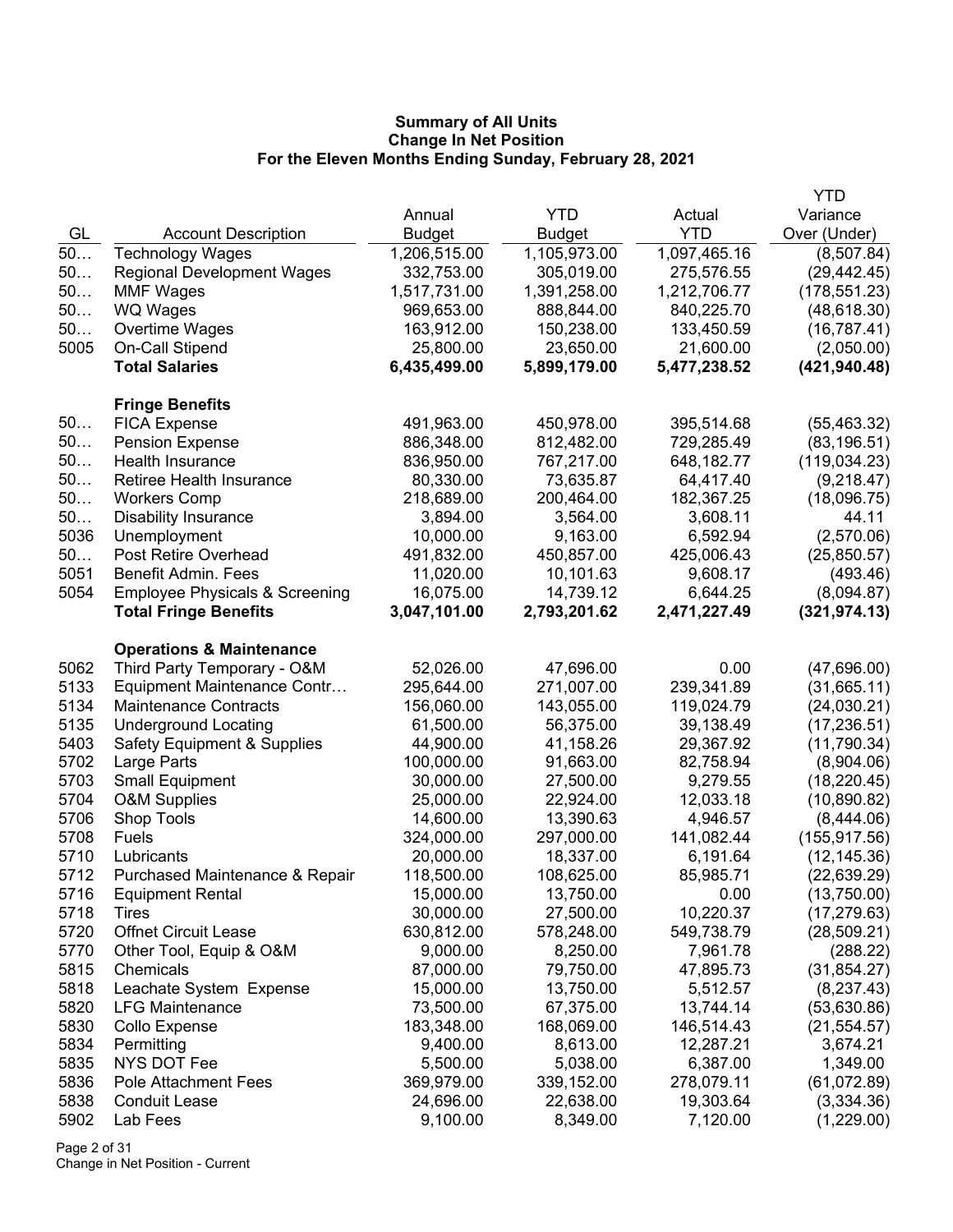**Summary of All Units**
**Change In Net Position**
**For the Eleven Months Ending Sunday, February 28, 2021**

| GL | Account Description | Annual Budget | YTD Budget | Actual YTD | YTD Variance Over (Under) |
|---|---|---|---|---|---|
| 50… | Technology Wages | 1,206,515.00 | 1,105,973.00 | 1,097,465.16 | (8,507.84) |
| 50… | Regional Development Wages | 332,753.00 | 305,019.00 | 275,576.55 | (29,442.45) |
| 50… | MMF Wages | 1,517,731.00 | 1,391,258.00 | 1,212,706.77 | (178,551.23) |
| 50… | WQ Wages | 969,653.00 | 888,844.00 | 840,225.70 | (48,618.30) |
| 50… | Overtime Wages | 163,912.00 | 150,238.00 | 133,450.59 | (16,787.41) |
| 5005 | On-Call Stipend | 25,800.00 | 23,650.00 | 21,600.00 | (2,050.00) |
| | **Total Salaries** | **6,435,499.00** | **5,899,179.00** | **5,477,238.52** | **(421,940.48)** |
| | | | | | |
| | **Fringe Benefits** | | | | |
| 50… | FICA Expense | 491,963.00 | 450,978.00 | 395,514.68 | (55,463.32) |
| 50… | Pension Expense | 886,348.00 | 812,482.00 | 729,285.49 | (83,196.51) |
| 50… | Health Insurance | 836,950.00 | 767,217.00 | 648,182.77 | (119,034.23) |
| 50… | Retiree Health Insurance | 80,330.00 | 73,635.87 | 64,417.40 | (9,218.47) |
| 50… | Workers Comp | 218,689.00 | 200,464.00 | 182,367.25 | (18,096.75) |
| 50… | Disability Insurance | 3,894.00 | 3,564.00 | 3,608.11 | 44.11 |
| 5036 | Unemployment | 10,000.00 | 9,163.00 | 6,592.94 | (2,570.06) |
| 50… | Post Retire Overhead | 491,832.00 | 450,857.00 | 425,006.43 | (25,850.57) |
| 5051 | Benefit Admin. Fees | 11,020.00 | 10,101.63 | 9,608.17 | (493.46) |
| 5054 | Employee Physicals & Screening | 16,075.00 | 14,739.12 | 6,644.25 | (8,094.87) |
| | **Total Fringe Benefits** | **3,047,101.00** | **2,793,201.62** | **2,471,227.49** | **(321,974.13)** |
| | | | | | |
| | **Operations & Maintenance** | | | | |
| 5062 | Third Party Temporary - O&M | 52,026.00 | 47,696.00 | 0.00 | (47,696.00) |
| 5133 | Equipment Maintenance Contr… | 295,644.00 | 271,007.00 | 239,341.89 | (31,665.11) |
| 5134 | Maintenance Contracts | 156,060.00 | 143,055.00 | 119,024.79 | (24,030.21) |
| 5135 | Underground Locating | 61,500.00 | 56,375.00 | 39,138.49 | (17,236.51) |
| 5403 | Safety Equipment & Supplies | 44,900.00 | 41,158.26 | 29,367.92 | (11,790.34) |
| 5702 | Large Parts | 100,000.00 | 91,663.00 | 82,758.94 | (8,904.06) |
| 5703 | Small Equipment | 30,000.00 | 27,500.00 | 9,279.55 | (18,220.45) |
| 5704 | O&M Supplies | 25,000.00 | 22,924.00 | 12,033.18 | (10,890.82) |
| 5706 | Shop Tools | 14,600.00 | 13,390.63 | 4,946.57 | (8,444.06) |
| 5708 | Fuels | 324,000.00 | 297,000.00 | 141,082.44 | (155,917.56) |
| 5710 | Lubricants | 20,000.00 | 18,337.00 | 6,191.64 | (12,145.36) |
| 5712 | Purchased Maintenance & Repair | 118,500.00 | 108,625.00 | 85,985.71 | (22,639.29) |
| 5716 | Equipment Rental | 15,000.00 | 13,750.00 | 0.00 | (13,750.00) |
| 5718 | Tires | 30,000.00 | 27,500.00 | 10,220.37 | (17,279.63) |
| 5720 | Offnet Circuit Lease | 630,812.00 | 578,248.00 | 549,738.79 | (28,509.21) |
| 5770 | Other Tool, Equip & O&M | 9,000.00 | 8,250.00 | 7,961.78 | (288.22) |
| 5815 | Chemicals | 87,000.00 | 79,750.00 | 47,895.73 | (31,854.27) |
| 5818 | Leachate System Expense | 15,000.00 | 13,750.00 | 5,512.57 | (8,237.43) |
| 5820 | LFG Maintenance | 73,500.00 | 67,375.00 | 13,744.14 | (53,630.86) |
| 5830 | Collo Expense | 183,348.00 | 168,069.00 | 146,514.43 | (21,554.57) |
| 5834 | Permitting | 9,400.00 | 8,613.00 | 12,287.21 | 3,674.21 |
| 5835 | NYS DOT Fee | 5,500.00 | 5,038.00 | 6,387.00 | 1,349.00 |
| 5836 | Pole Attachment Fees | 369,979.00 | 339,152.00 | 278,079.11 | (61,072.89) |
| 5838 | Conduit Lease | 24,696.00 | 22,638.00 | 19,303.64 | (3,334.36) |
| 5902 | Lab Fees | 9,100.00 | 8,349.00 | 7,120.00 | (1,229.00) |

Change in Net Position - Current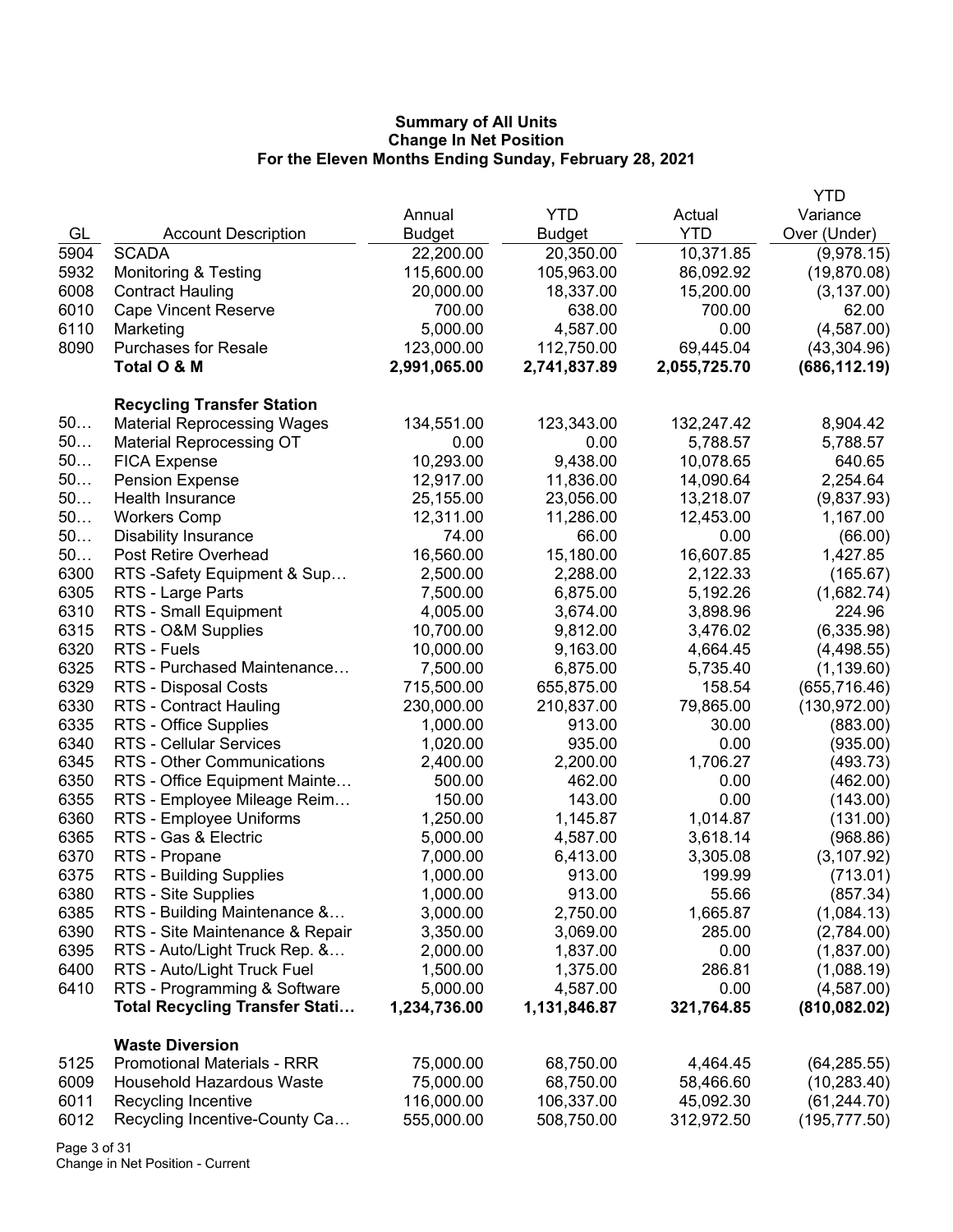**Summary of All Units**
**Change In Net Position**
**For the Eleven Months Ending Sunday, February 28, 2021**

| GL | Account Description | Annual Budget | YTD Budget | Actual YTD | YTD Variance Over (Under) |
|---|---|---|---|---|---|
| 5904 | SCADA | 22,200.00 | 20,350.00 | 10,371.85 | (9,978.15) |
| 5932 | Monitoring & Testing | 115,600.00 | 105,963.00 | 86,092.92 | (19,870.08) |
| 6008 | Contract Hauling | 20,000.00 | 18,337.00 | 15,200.00 | (3,137.00) |
| 6010 | Cape Vincent Reserve | 700.00 | 638.00 | 700.00 | 62.00 |
| 6110 | Marketing | 5,000.00 | 4,587.00 | 0.00 | (4,587.00) |
| 8090 | Purchases for Resale | 123,000.00 | 112,750.00 | 69,445.04 | (43,304.96) |
| | **Total O & M** | **2,991,065.00** | **2,741,837.89** | **2,055,725.70** | **(686,112.19)** |
| | **Recycling Transfer Station** | | | | |
| 50… | Material Reprocessing Wages | 134,551.00 | 123,343.00 | 132,247.42 | 8,904.42 |
| 50… | Material Reprocessing OT | 0.00 | 0.00 | 5,788.57 | 5,788.57 |
| 50… | FICA Expense | 10,293.00 | 9,438.00 | 10,078.65 | 640.65 |
| 50… | Pension Expense | 12,917.00 | 11,836.00 | 14,090.64 | 2,254.64 |
| 50… | Health Insurance | 25,155.00 | 23,056.00 | 13,218.07 | (9,837.93) |
| 50… | Workers Comp | 12,311.00 | 11,286.00 | 12,453.00 | 1,167.00 |
| 50… | Disability Insurance | 74.00 | 66.00 | 0.00 | (66.00) |
| 50… | Post Retire Overhead | 16,560.00 | 15,180.00 | 16,607.85 | 1,427.85 |
| 6300 | RTS -Safety Equipment & Sup… | 2,500.00 | 2,288.00 | 2,122.33 | (165.67) |
| 6305 | RTS - Large Parts | 7,500.00 | 6,875.00 | 5,192.26 | (1,682.74) |
| 6310 | RTS - Small Equipment | 4,005.00 | 3,674.00 | 3,898.96 | 224.96 |
| 6315 | RTS - O&M Supplies | 10,700.00 | 9,812.00 | 3,476.02 | (6,335.98) |
| 6320 | RTS - Fuels | 10,000.00 | 9,163.00 | 4,664.45 | (4,498.55) |
| 6325 | RTS - Purchased Maintenance… | 7,500.00 | 6,875.00 | 5,735.40 | (1,139.60) |
| 6329 | RTS - Disposal Costs | 715,500.00 | 655,875.00 | 158.54 | (655,716.46) |
| 6330 | RTS - Contract Hauling | 230,000.00 | 210,837.00 | 79,865.00 | (130,972.00) |
| 6335 | RTS - Office Supplies | 1,000.00 | 913.00 | 30.00 | (883.00) |
| 6340 | RTS - Cellular Services | 1,020.00 | 935.00 | 0.00 | (935.00) |
| 6345 | RTS - Other Communications | 2,400.00 | 2,200.00 | 1,706.27 | (493.73) |
| 6350 | RTS - Office Equipment Mainte… | 500.00 | 462.00 | 0.00 | (462.00) |
| 6355 | RTS - Employee Mileage Reim… | 150.00 | 143.00 | 0.00 | (143.00) |
| 6360 | RTS - Employee Uniforms | 1,250.00 | 1,145.87 | 1,014.87 | (131.00) |
| 6365 | RTS - Gas & Electric | 5,000.00 | 4,587.00 | 3,618.14 | (968.86) |
| 6370 | RTS - Propane | 7,000.00 | 6,413.00 | 3,305.08 | (3,107.92) |
| 6375 | RTS - Building Supplies | 1,000.00 | 913.00 | 199.99 | (713.01) |
| 6380 | RTS - Site Supplies | 1,000.00 | 913.00 | 55.66 | (857.34) |
| 6385 | RTS - Building Maintenance &… | 3,000.00 | 2,750.00 | 1,665.87 | (1,084.13) |
| 6390 | RTS - Site Maintenance & Repair | 3,350.00 | 3,069.00 | 285.00 | (2,784.00) |
| 6395 | RTS - Auto/Light Truck Rep. &… | 2,000.00 | 1,837.00 | 0.00 | (1,837.00) |
| 6400 | RTS - Auto/Light Truck Fuel | 1,500.00 | 1,375.00 | 286.81 | (1,088.19) |
| 6410 | RTS - Programming & Software | 5,000.00 | 4,587.00 | 0.00 | (4,587.00) |
| | **Total Recycling Transfer Stati…** | **1,234,736.00** | **1,131,846.87** | **321,764.85** | **(810,082.02)** |
| | **Waste Diversion** | | | | |
| 5125 | Promotional Materials - RRR | 75,000.00 | 68,750.00 | 4,464.45 | (64,285.55) |
| 6009 | Household Hazardous Waste | 75,000.00 | 68,750.00 | 58,466.60 | (10,283.40) |
| 6011 | Recycling Incentive | 116,000.00 | 106,337.00 | 45,092.30 | (61,244.70) |
| 6012 | Recycling Incentive-County Ca… | 555,000.00 | 508,750.00 | 312,972.50 | (195,777.50) |

Change in Net Position - Current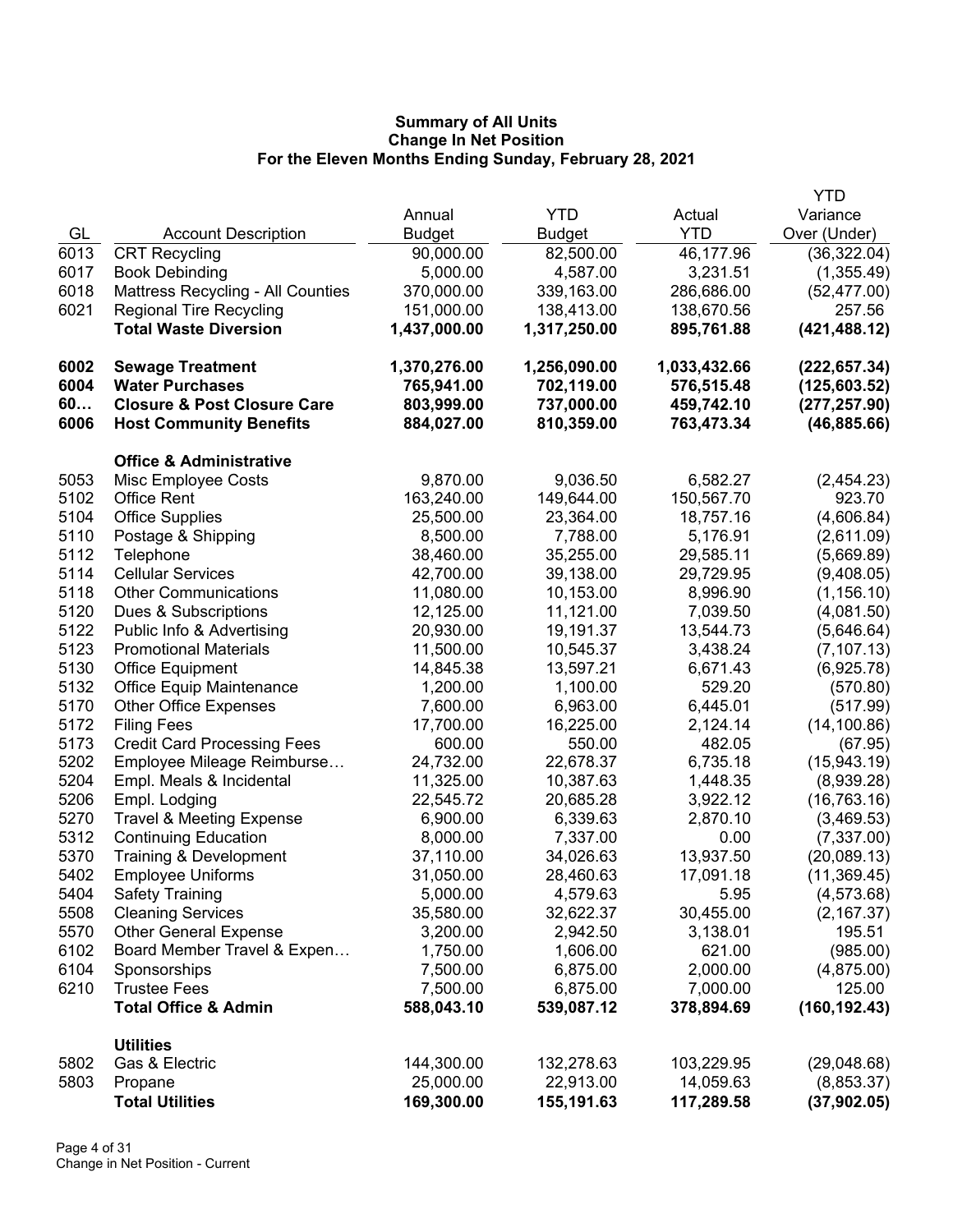# Summary of All Units
## Change In Net Position
## For the Eleven Months Ending Sunday, February 28, 2021

| GL | Account Description | Annual Budget | YTD Budget | Actual YTD | YTD Variance Over (Under) |
|---|---|---|---|---|---|
| 6013 | CRT Recycling | 90,000.00 | 82,500.00 | 46,177.96 | (36,322.04) |
| 6017 | Book Debinding | 5,000.00 | 4,587.00 | 3,231.51 | (1,355.49) |
| 6018 | Mattress Recycling - All Counties | 370,000.00 | 339,163.00 | 286,686.00 | (52,477.00) |
| 6021 | Regional Tire Recycling | 151,000.00 | 138,413.00 | 138,670.56 | 257.56 |
| | **Total Waste Diversion** | **1,437,000.00** | **1,317,250.00** | **895,761.88** | **(421,488.12)** |
| | | | | | |
| **6002** | **Sewage Treatment** | **1,370,276.00** | **1,256,090.00** | **1,033,432.66** | **(222,657.34)** |
| **6004** | **Water Purchases** | **765,941.00** | **702,119.00** | **576,515.48** | **(125,603.52)** |
| **60…** | **Closure & Post Closure Care** | **803,999.00** | **737,000.00** | **459,742.10** | **(277,257.90)** |
| **6006** | **Host Community Benefits** | **884,027.00** | **810,359.00** | **763,473.34** | **(46,885.66)** |
| | | | | | |
| | **Office & Administrative** | | | | |
| 5053 | Misc Employee Costs | 9,870.00 | 9,036.50 | 6,582.27 | (2,454.23) |
| 5102 | Office Rent | 163,240.00 | 149,644.00 | 150,567.70 | 923.70 |
| 5104 | Office Supplies | 25,500.00 | 23,364.00 | 18,757.16 | (4,606.84) |
| 5110 | Postage & Shipping | 8,500.00 | 7,788.00 | 5,176.91 | (2,611.09) |
| 5112 | Telephone | 38,460.00 | 35,255.00 | 29,585.11 | (5,669.89) |
| 5114 | Cellular Services | 42,700.00 | 39,138.00 | 29,729.95 | (9,408.05) |
| 5118 | Other Communications | 11,080.00 | 10,153.00 | 8,996.90 | (1,156.10) |
| 5120 | Dues & Subscriptions | 12,125.00 | 11,121.00 | 7,039.50 | (4,081.50) |
| 5122 | Public Info & Advertising | 20,930.00 | 19,191.37 | 13,544.73 | (5,646.64) |
| 5123 | Promotional Materials | 11,500.00 | 10,545.37 | 3,438.24 | (7,107.13) |
| 5130 | Office Equipment | 14,845.38 | 13,597.21 | 6,671.43 | (6,925.78) |
| 5132 | Office Equip Maintenance | 1,200.00 | 1,100.00 | 529.20 | (570.80) |
| 5170 | Other Office Expenses | 7,600.00 | 6,963.00 | 6,445.01 | (517.99) |
| 5172 | Filing Fees | 17,700.00 | 16,225.00 | 2,124.14 | (14,100.86) |
| 5173 | Credit Card Processing Fees | 600.00 | 550.00 | 482.05 | (67.95) |
| 5202 | Employee Mileage Reimburse… | 24,732.00 | 22,678.37 | 6,735.18 | (15,943.19) |
| 5204 | Empl. Meals & Incidental | 11,325.00 | 10,387.63 | 1,448.35 | (8,939.28) |
| 5206 | Empl. Lodging | 22,545.72 | 20,685.28 | 3,922.12 | (16,763.16) |
| 5270 | Travel & Meeting Expense | 6,900.00 | 6,339.63 | 2,870.10 | (3,469.53) |
| 5312 | Continuing Education | 8,000.00 | 7,337.00 | 0.00 | (7,337.00) |
| 5370 | Training & Development | 37,110.00 | 34,026.63 | 13,937.50 | (20,089.13) |
| 5402 | Employee Uniforms | 31,050.00 | 28,460.63 | 17,091.18 | (11,369.45) |
| 5404 | Safety Training | 5,000.00 | 4,579.63 | 5.95 | (4,573.68) |
| 5508 | Cleaning Services | 35,580.00 | 32,622.37 | 30,455.00 | (2,167.37) |
| 5570 | Other General Expense | 3,200.00 | 2,942.50 | 3,138.01 | 195.51 |
| 6102 | Board Member Travel & Expen… | 1,750.00 | 1,606.00 | 621.00 | (985.00) |
| 6104 | Sponsorships | 7,500.00 | 6,875.00 | 2,000.00 | (4,875.00) |
| 6210 | Trustee Fees | 7,500.00 | 6,875.00 | 7,000.00 | 125.00 |
| | **Total Office & Admin** | **588,043.10** | **539,087.12** | **378,894.69** | **(160,192.43)** |
| | | | | | |
| | **Utilities** | | | | |
| 5802 | Gas & Electric | 144,300.00 | 132,278.63 | 103,229.95 | (29,048.68) |
| 5803 | Propane | 25,000.00 | 22,913.00 | 14,059.63 | (8,853.37) |
| | **Total Utilities** | **169,300.00** | **155,191.63** | **117,289.58** | **(37,902.05)** |

Change in Net Position - Current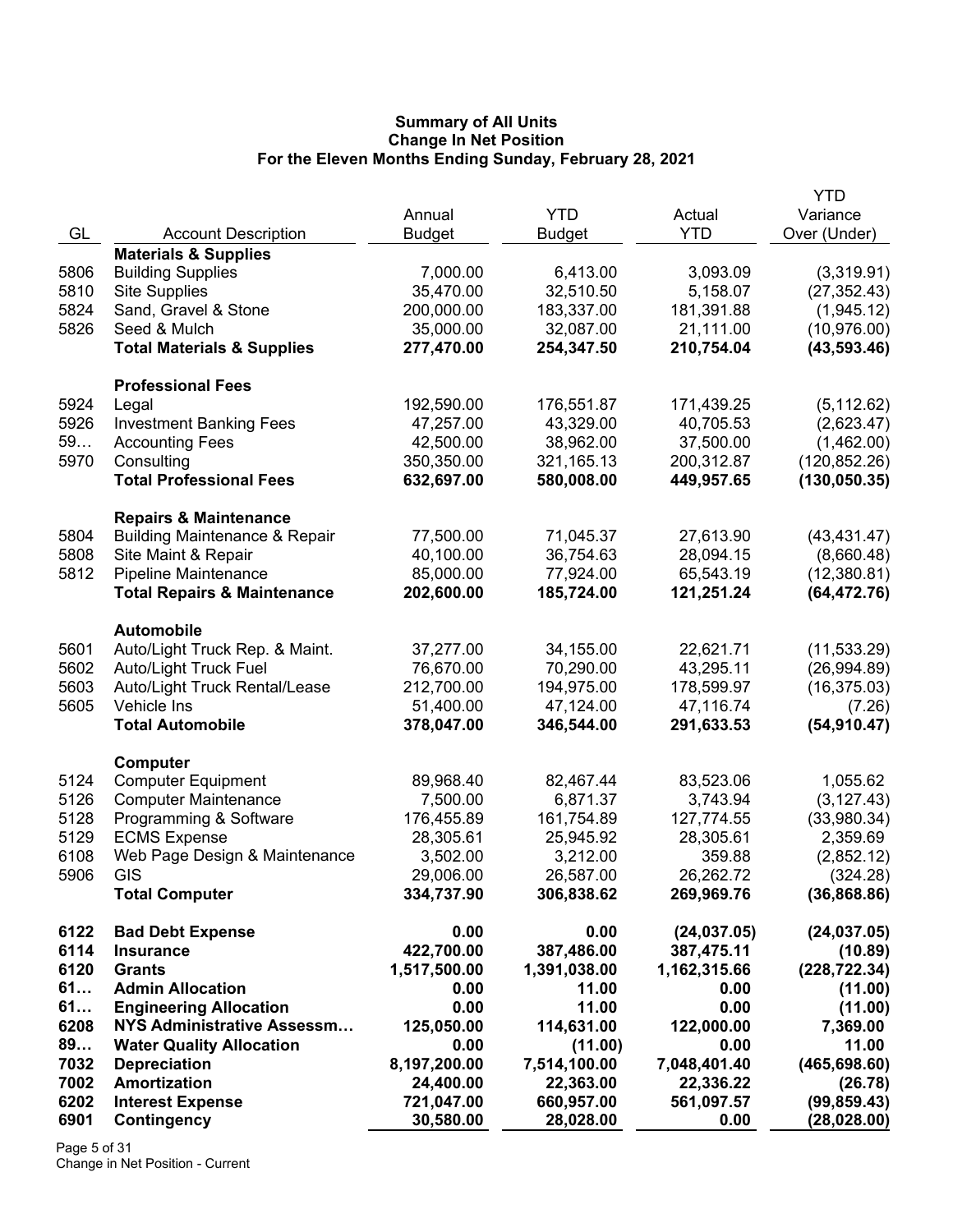# Summary of All Units
## Change In Net Position
### For the Eleven Months Ending Sunday, February 28, 2021

| GL | Account Description | Annual Budget | YTD Budget | Actual YTD | YTD Variance Over (Under) |
|---|---|---|---|---|---|
| | **Materials & Supplies** | | | | |
| 5806 | Building Supplies | 7,000.00 | 6,413.00 | 3,093.09 | (3,319.91) |
| 5810 | Site Supplies | 35,470.00 | 32,510.50 | 5,158.07 | (27,352.43) |
| 5824 | Sand, Gravel & Stone | 200,000.00 | 183,337.00 | 181,391.88 | (1,945.12) |
| 5826 | Seed & Mulch | 35,000.00 | 32,087.00 | 21,111.00 | (10,976.00) |
| | **Total Materials & Supplies** | **277,470.00** | **254,347.50** | **210,754.04** | **(43,593.46)** |
| | **Professional Fees** | | | | |
| 5924 | Legal | 192,590.00 | 176,551.87 | 171,439.25 | (5,112.62) |
| 5926 | Investment Banking Fees | 47,257.00 | 43,329.00 | 40,705.53 | (2,623.47) |
| 59… | Accounting Fees | 42,500.00 | 38,962.00 | 37,500.00 | (1,462.00) |
| 5970 | Consulting | 350,350.00 | 321,165.13 | 200,312.87 | (120,852.26) |
| | **Total Professional Fees** | **632,697.00** | **580,008.00** | **449,957.65** | **(130,050.35)** |
| | **Repairs & Maintenance** | | | | |
| 5804 | Building Maintenance & Repair | 77,500.00 | 71,045.37 | 27,613.90 | (43,431.47) |
| 5808 | Site Maint & Repair | 40,100.00 | 36,754.63 | 28,094.15 | (8,660.48) |
| 5812 | Pipeline Maintenance | 85,000.00 | 77,924.00 | 65,543.19 | (12,380.81) |
| | **Total Repairs & Maintenance** | **202,600.00** | **185,724.00** | **121,251.24** | **(64,472.76)** |
| | **Automobile** | | | | |
| 5601 | Auto/Light Truck Rep. & Maint. | 37,277.00 | 34,155.00 | 22,621.71 | (11,533.29) |
| 5602 | Auto/Light Truck Fuel | 76,670.00 | 70,290.00 | 43,295.11 | (26,994.89) |
| 5603 | Auto/Light Truck Rental/Lease | 212,700.00 | 194,975.00 | 178,599.97 | (16,375.03) |
| 5605 | Vehicle Ins | 51,400.00 | 47,124.00 | 47,116.74 | (7.26) |
| | **Total Automobile** | **378,047.00** | **346,544.00** | **291,633.53** | **(54,910.47)** |
| | **Computer** | | | | |
| 5124 | Computer Equipment | 89,968.40 | 82,467.44 | 83,523.06 | 1,055.62 |
| 5126 | Computer Maintenance | 7,500.00 | 6,871.37 | 3,743.94 | (3,127.43) |
| 5128 | Programming & Software | 176,455.89 | 161,754.89 | 127,774.55 | (33,980.34) |
| 5129 | ECMS Expense | 28,305.61 | 25,945.92 | 28,305.61 | 2,359.69 |
| 6108 | Web Page Design & Maintenance | 3,502.00 | 3,212.00 | 359.88 | (2,852.12) |
| 5906 | GIS | 29,006.00 | 26,587.00 | 26,262.72 | (324.28) |
| | **Total Computer** | **334,737.90** | **306,838.62** | **269,969.76** | **(36,868.86)** |
| **6122** | **Bad Debt Expense** | **0.00** | **0.00** | **(24,037.05)** | **(24,037.05)** |
| **6114** | **Insurance** | **422,700.00** | **387,486.00** | **387,475.11** | **(10.89)** |
| **6120** | **Grants** | **1,517,500.00** | **1,391,038.00** | **1,162,315.66** | **(228,722.34)** |
| **61…** | **Admin Allocation** | **0.00** | **11.00** | **0.00** | **(11.00)** |
| **61…** | **Engineering Allocation** | **0.00** | **11.00** | **0.00** | **(11.00)** |
| **6208** | **NYS Administrative Assessm…** | **125,050.00** | **114,631.00** | **122,000.00** | **7,369.00** |
| **89…** | **Water Quality Allocation** | **0.00** | **(11.00)** | **0.00** | **11.00** |
| **7032** | **Depreciation** | **8,197,200.00** | **7,514,100.00** | **7,048,401.40** | **(465,698.60)** |
| **7002** | **Amortization** | **24,400.00** | **22,363.00** | **22,336.22** | **(26.78)** |
| **6202** | **Interest Expense** | **721,047.00** | **660,957.00** | **561,097.57** | **(99,859.43)** |
| **6901** | **Contingency** | **30,580.00** | **28,028.00** | **0.00** | **(28,028.00)** |

Change in Net Position - Current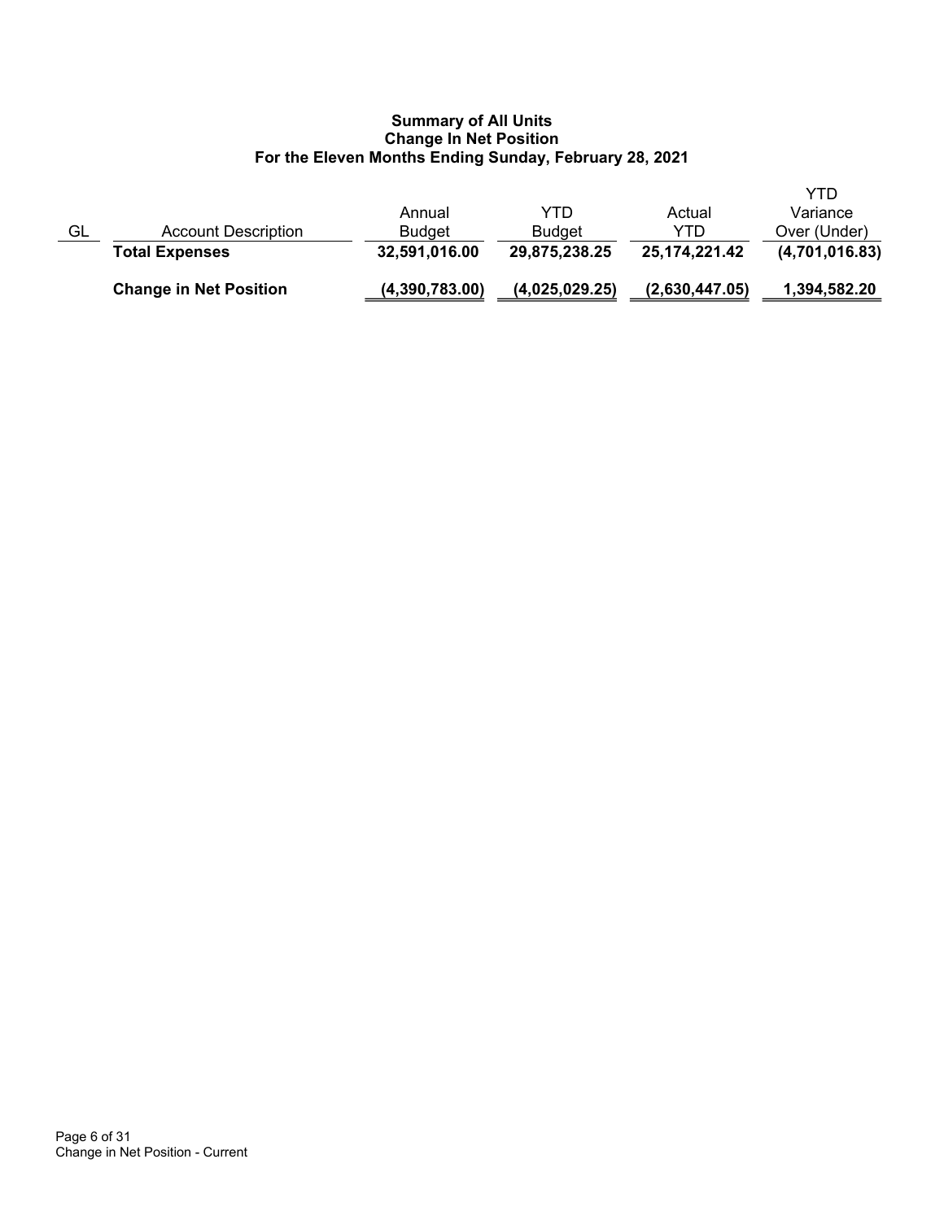**Summary of All Units**
**Change In Net Position**
**For the Eleven Months Ending Sunday, February 28, 2021**

| GL | Account Description | Annual Budget | YTD Budget | Actual YTD | YTD Variance Over (Under) |
|---|---|---|---|---|---|
| | **Total Expenses** | **32,591,016.00** | **29,875,238.25** | **25,174,221.42** | **(4,701,016.83)** |
| | **Change in Net Position** | **(4,390,783.00)** | **(4,025,029.25)** | **(2,630,447.05)** | **1,394,582.20** |

Change in Net Position - Current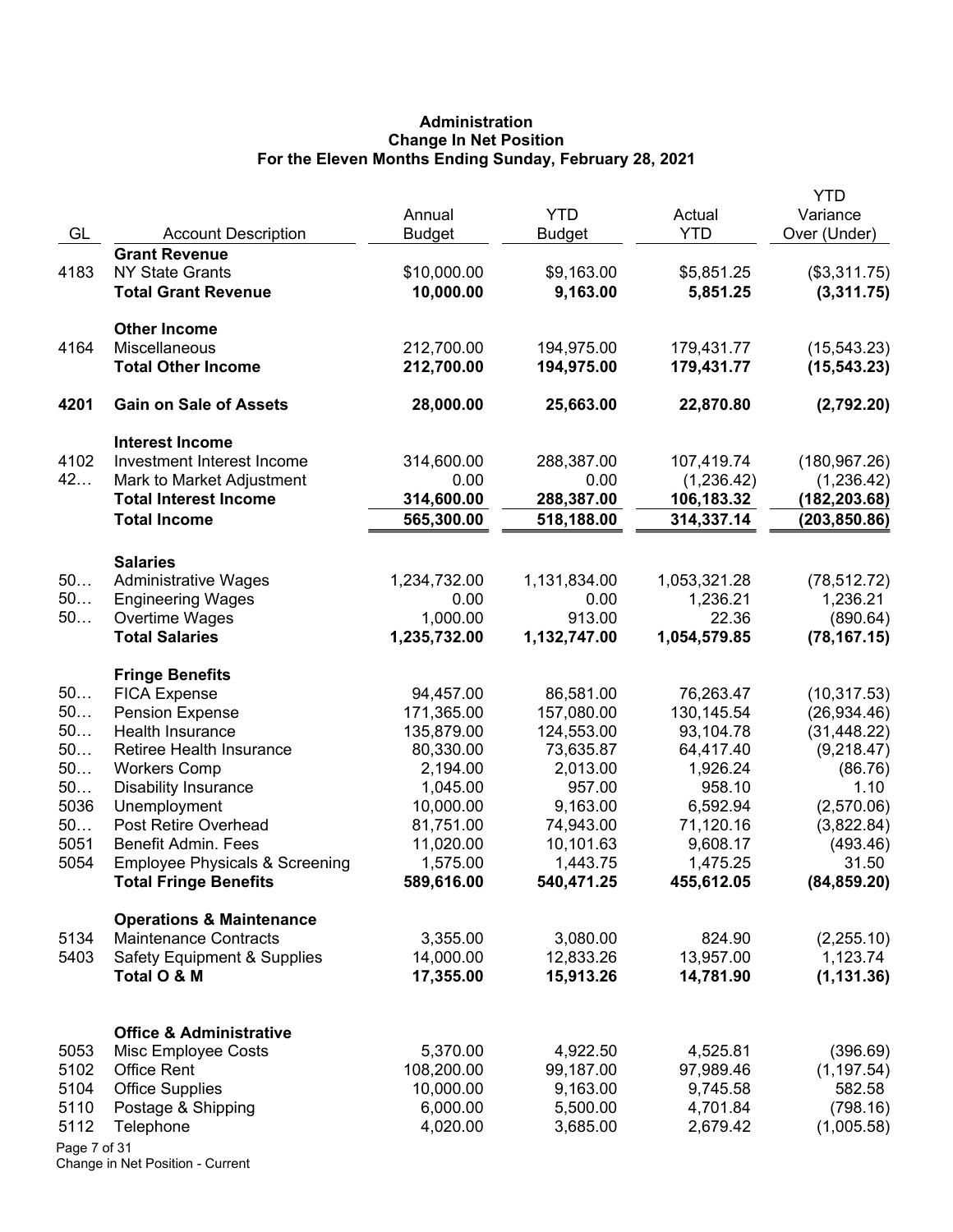**Administration**
**Change In Net Position**
**For the Eleven Months Ending Sunday, February 28, 2021**

| GL | Account Description | Annual Budget | YTD Budget | Actual YTD | YTD Variance Over (Under) |
|---|---|---|---|---|---|
| | **Grant Revenue** | | | | |
| 4183 | NY State Grants | $10,000.00 | $9,163.00 | $5,851.25 | ($3,311.75) |
| | **Total Grant Revenue** | **10,000.00** | **9,163.00** | **5,851.25** | **(3,311.75)** |
| | **Other Income** | | | | |
| 4164 | Miscellaneous | 212,700.00 | 194,975.00 | 179,431.77 | (15,543.23) |
| | **Total Other Income** | **212,700.00** | **194,975.00** | **179,431.77** | **(15,543.23)** |
| **4201** | **Gain on Sale of Assets** | **28,000.00** | **25,663.00** | **22,870.80** | **(2,792.20)** |
| | **Interest Income** | | | | |
| 4102 | Investment Interest Income | 314,600.00 | 288,387.00 | 107,419.74 | (180,967.26) |
| 42… | Mark to Market Adjustment | 0.00 | 0.00 | (1,236.42) | (1,236.42) |
| | **Total Interest Income** | **314,600.00** | **288,387.00** | **106,183.32** | **(182,203.68)** |
| | **Total Income** | **565,300.00** | **518,188.00** | **314,337.14** | **(203,850.86)** |
| | **Salaries** | | | | |
| 50… | Administrative Wages | 1,234,732.00 | 1,131,834.00 | 1,053,321.28 | (78,512.72) |
| 50… | Engineering Wages | 0.00 | 0.00 | 1,236.21 | 1,236.21 |
| 50… | Overtime Wages | 1,000.00 | 913.00 | 22.36 | (890.64) |
| | **Total Salaries** | **1,235,732.00** | **1,132,747.00** | **1,054,579.85** | **(78,167.15)** |
| | **Fringe Benefits** | | | | |
| 50… | FICA Expense | 94,457.00 | 86,581.00 | 76,263.47 | (10,317.53) |
| 50… | Pension Expense | 171,365.00 | 157,080.00 | 130,145.54 | (26,934.46) |
| 50… | Health Insurance | 135,879.00 | 124,553.00 | 93,104.78 | (31,448.22) |
| 50… | Retiree Health Insurance | 80,330.00 | 73,635.87 | 64,417.40 | (9,218.47) |
| 50… | Workers Comp | 2,194.00 | 2,013.00 | 1,926.24 | (86.76) |
| 50… | Disability Insurance | 1,045.00 | 957.00 | 958.10 | 1.10 |
| 5036 | Unemployment | 10,000.00 | 9,163.00 | 6,592.94 | (2,570.06) |
| 50… | Post Retire Overhead | 81,751.00 | 74,943.00 | 71,120.16 | (3,822.84) |
| 5051 | Benefit Admin. Fees | 11,020.00 | 10,101.63 | 9,608.17 | (493.46) |
| 5054 | Employee Physicals & Screening | 1,575.00 | 1,443.75 | 1,475.25 | 31.50 |
| | **Total Fringe Benefits** | **589,616.00** | **540,471.25** | **455,612.05** | **(84,859.20)** |
| | **Operations & Maintenance** | | | | |
| 5134 | Maintenance Contracts | 3,355.00 | 3,080.00 | 824.90 | (2,255.10) |
| 5403 | Safety Equipment & Supplies | 14,000.00 | 12,833.26 | 13,957.00 | 1,123.74 |
| | **Total O & M** | **17,355.00** | **15,913.26** | **14,781.90** | **(1,131.36)** |
| | **Office & Administrative** | | | | |
| 5053 | Misc Employee Costs | 5,370.00 | 4,922.50 | 4,525.81 | (396.69) |
| 5102 | Office Rent | 108,200.00 | 99,187.00 | 97,989.46 | (1,197.54) |
| 5104 | Office Supplies | 10,000.00 | 9,163.00 | 9,745.58 | 582.58 |
| 5110 | Postage & Shipping | 6,000.00 | 5,500.00 | 4,701.84 | (798.16) |
| 5112 | Telephone | 4,020.00 | 3,685.00 | 2,679.42 | (1,005.58) |

Change in Net Position - Current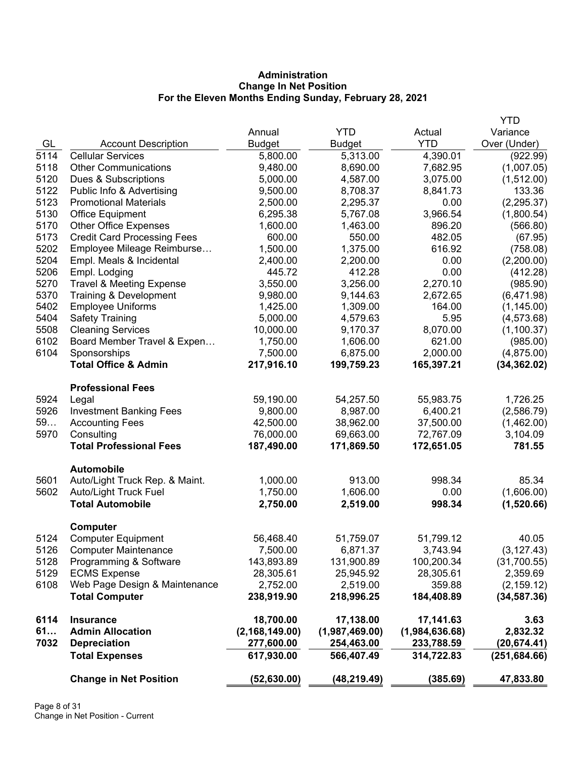**Administration**
**Change In Net Position**
**For the Eleven Months Ending Sunday, February 28, 2021**

| GL | Account Description | Annual Budget | YTD Budget | Actual YTD | YTD Variance Over (Under) |
|---|---|---|---|---|---|
| 5114 | Cellular Services | 5,800.00 | 5,313.00 | 4,390.01 | (922.99) |
| 5118 | Other Communications | 9,480.00 | 8,690.00 | 7,682.95 | (1,007.05) |
| 5120 | Dues & Subscriptions | 5,000.00 | 4,587.00 | 3,075.00 | (1,512.00) |
| 5122 | Public Info & Advertising | 9,500.00 | 8,708.37 | 8,841.73 | 133.36 |
| 5123 | Promotional Materials | 2,500.00 | 2,295.37 | 0.00 | (2,295.37) |
| 5130 | Office Equipment | 6,295.38 | 5,767.08 | 3,966.54 | (1,800.54) |
| 5170 | Other Office Expenses | 1,600.00 | 1,463.00 | 896.20 | (566.80) |
| 5173 | Credit Card Processing Fees | 600.00 | 550.00 | 482.05 | (67.95) |
| 5202 | Employee Mileage Reimburse… | 1,500.00 | 1,375.00 | 616.92 | (758.08) |
| 5204 | Empl. Meals & Incidental | 2,400.00 | 2,200.00 | 0.00 | (2,200.00) |
| 5206 | Empl. Lodging | 445.72 | 412.28 | 0.00 | (412.28) |
| 5270 | Travel & Meeting Expense | 3,550.00 | 3,256.00 | 2,270.10 | (985.90) |
| 5370 | Training & Development | 9,980.00 | 9,144.63 | 2,672.65 | (6,471.98) |
| 5402 | Employee Uniforms | 1,425.00 | 1,309.00 | 164.00 | (1,145.00) |
| 5404 | Safety Training | 5,000.00 | 4,579.63 | 5.95 | (4,573.68) |
| 5508 | Cleaning Services | 10,000.00 | 9,170.37 | 8,070.00 | (1,100.37) |
| 6102 | Board Member Travel & Expen… | 1,750.00 | 1,606.00 | 621.00 | (985.00) |
| 6104 | Sponsorships | 7,500.00 | 6,875.00 | 2,000.00 | (4,875.00) |
| | **Total Office & Admin** | **217,916.10** | **199,759.23** | **165,397.21** | **(34,362.02)** |
| | **Professional Fees** | | | | |
| 5924 | Legal | 59,190.00 | 54,257.50 | 55,983.75 | 1,726.25 |
| 5926 | Investment Banking Fees | 9,800.00 | 8,987.00 | 6,400.21 | (2,586.79) |
| 59… | Accounting Fees | 42,500.00 | 38,962.00 | 37,500.00 | (1,462.00) |
| 5970 | Consulting | 76,000.00 | 69,663.00 | 72,767.09 | 3,104.09 |
| | **Total Professional Fees** | **187,490.00** | **171,869.50** | **172,651.05** | **781.55** |
| | **Automobile** | | | | |
| 5601 | Auto/Light Truck Rep. & Maint. | 1,000.00 | 913.00 | 998.34 | 85.34 |
| 5602 | Auto/Light Truck Fuel | 1,750.00 | 1,606.00 | 0.00 | (1,606.00) |
| | **Total Automobile** | **2,750.00** | **2,519.00** | **998.34** | **(1,520.66)** |
| | **Computer** | | | | |
| 5124 | Computer Equipment | 56,468.40 | 51,759.07 | 51,799.12 | 40.05 |
| 5126 | Computer Maintenance | 7,500.00 | 6,871.37 | 3,743.94 | (3,127.43) |
| 5128 | Programming & Software | 143,893.89 | 131,900.89 | 100,200.34 | (31,700.55) |
| 5129 | ECMS Expense | 28,305.61 | 25,945.92 | 28,305.61 | 2,359.69 |
| 6108 | Web Page Design & Maintenance | 2,752.00 | 2,519.00 | 359.88 | (2,159.12) |
| | **Total Computer** | **238,919.90** | **218,996.25** | **184,408.89** | **(34,587.36)** |
| **6114** | **Insurance** | **18,700.00** | **17,138.00** | **17,141.63** | **3.63** |
| **61…** | **Admin Allocation** | **(2,168,149.00)** | **(1,987,469.00)** | **(1,984,636.68)** | **2,832.32** |
| **7032** | **Depreciation** | **277,600.00** | **254,463.00** | **233,788.59** | **(20,674.41)** |
| | **Total Expenses** | **617,930.00** | **566,407.49** | **314,722.83** | **(251,684.66)** |
| | **Change in Net Position** | **(52,630.00)** | **(48,219.49)** | **(385.69)** | **47,833.80** |

Change in Net Position - Current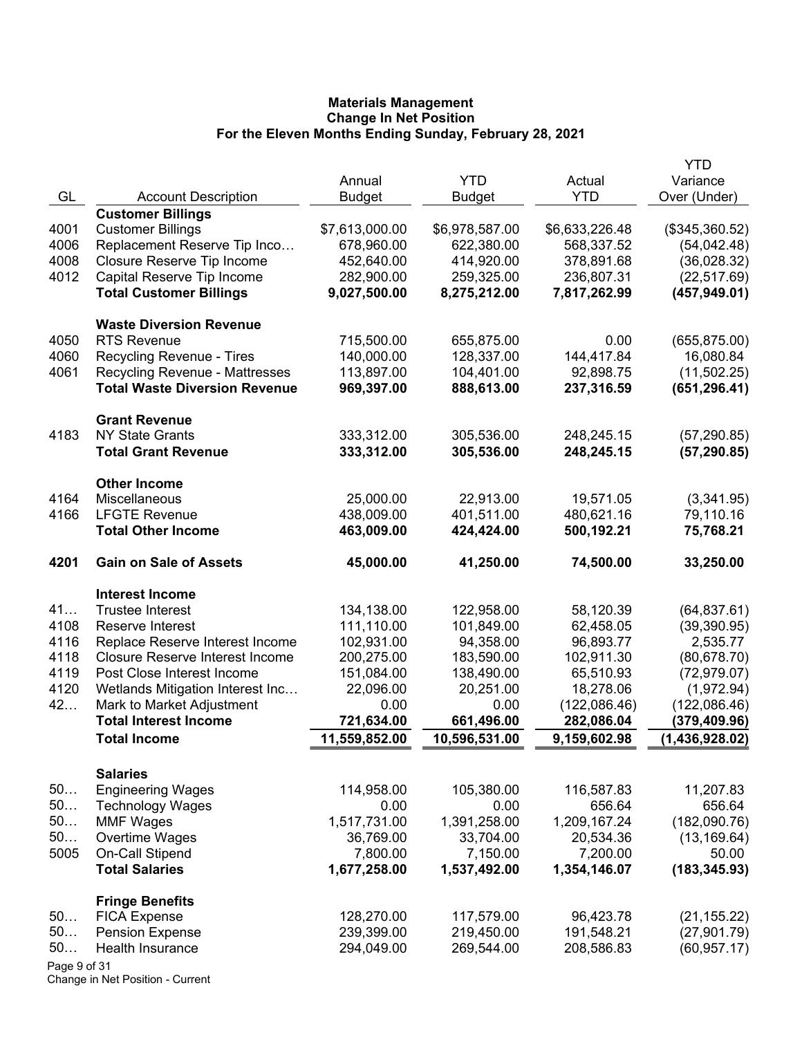# Materials Management
## Change In Net Position
### For the Eleven Months Ending Sunday, February 28, 2021

| GL | Account Description | Annual Budget | YTD Budget | Actual YTD | YTD Variance Over (Under) |
|---|---|---|---|---|---|
| | **Customer Billings** | | | | |
| 4001 | Customer Billings | $7,613,000.00 | $6,978,587.00 | $6,633,226.48 | ($345,360.52) |
| 4006 | Replacement Reserve Tip Inco… | 678,960.00 | 622,380.00 | 568,337.52 | (54,042.48) |
| 4008 | Closure Reserve Tip Income | 452,640.00 | 414,920.00 | 378,891.68 | (36,028.32) |
| 4012 | Capital Reserve Tip Income | 282,900.00 | 259,325.00 | 236,807.31 | (22,517.69) |
| | **Total Customer Billings** | **9,027,500.00** | **8,275,212.00** | **7,817,262.99** | **(457,949.01)** |
| | **Waste Diversion Revenue** | | | | |
| 4050 | RTS Revenue | 715,500.00 | 655,875.00 | 0.00 | (655,875.00) |
| 4060 | Recycling Revenue - Tires | 140,000.00 | 128,337.00 | 144,417.84 | 16,080.84 |
| 4061 | Recycling Revenue - Mattresses | 113,897.00 | 104,401.00 | 92,898.75 | (11,502.25) |
| | **Total Waste Diversion Revenue** | **969,397.00** | **888,613.00** | **237,316.59** | **(651,296.41)** |
| | **Grant Revenue** | | | | |
| 4183 | NY State Grants | 333,312.00 | 305,536.00 | 248,245.15 | (57,290.85) |
| | **Total Grant Revenue** | **333,312.00** | **305,536.00** | **248,245.15** | **(57,290.85)** |
| | **Other Income** | | | | |
| 4164 | Miscellaneous | 25,000.00 | 22,913.00 | 19,571.05 | (3,341.95) |
| 4166 | LFGTE Revenue | 438,009.00 | 401,511.00 | 480,621.16 | 79,110.16 |
| | **Total Other Income** | **463,009.00** | **424,424.00** | **500,192.21** | **75,768.21** |
| **4201** | **Gain on Sale of Assets** | **45,000.00** | **41,250.00** | **74,500.00** | **33,250.00** |
| | **Interest Income** | | | | |
| 41… | Trustee Interest | 134,138.00 | 122,958.00 | 58,120.39 | (64,837.61) |
| 4108 | Reserve Interest | 111,110.00 | 101,849.00 | 62,458.05 | (39,390.95) |
| 4116 | Replace Reserve Interest Income | 102,931.00 | 94,358.00 | 96,893.77 | 2,535.77 |
| 4118 | Closure Reserve Interest Income | 200,275.00 | 183,590.00 | 102,911.30 | (80,678.70) |
| 4119 | Post Close Interest Income | 151,084.00 | 138,490.00 | 65,510.93 | (72,979.07) |
| 4120 | Wetlands Mitigation Interest Inc… | 22,096.00 | 20,251.00 | 18,278.06 | (1,972.94) |
| 42… | Mark to Market Adjustment | 0.00 | 0.00 | (122,086.46) | (122,086.46) |
| | **Total Interest Income** | **721,634.00** | **661,496.00** | **282,086.04** | **(379,409.96)** |
| | **Total Income** | **11,559,852.00** | **10,596,531.00** | **9,159,602.98** | **(1,436,928.02)** |
| | **Salaries** | | | | |
| 50… | Engineering Wages | 114,958.00 | 105,380.00 | 116,587.83 | 11,207.83 |
| 50… | Technology Wages | 0.00 | 0.00 | 656.64 | 656.64 |
| 50… | MMF Wages | 1,517,731.00 | 1,391,258.00 | 1,209,167.24 | (182,090.76) |
| 50… | Overtime Wages | 36,769.00 | 33,704.00 | 20,534.36 | (13,169.64) |
| 5005 | On-Call Stipend | 7,800.00 | 7,150.00 | 7,200.00 | 50.00 |
| | **Total Salaries** | **1,677,258.00** | **1,537,492.00** | **1,354,146.07** | **(183,345.93)** |
| | **Fringe Benefits** | | | | |
| 50… | FICA Expense | 128,270.00 | 117,579.00 | 96,423.78 | (21,155.22) |
| 50… | Pension Expense | 239,399.00 | 219,450.00 | 191,548.21 | (27,901.79) |
| 50… | Health Insurance | 294,049.00 | 269,544.00 | 208,586.83 | (60,957.17) |

Change in Net Position - Current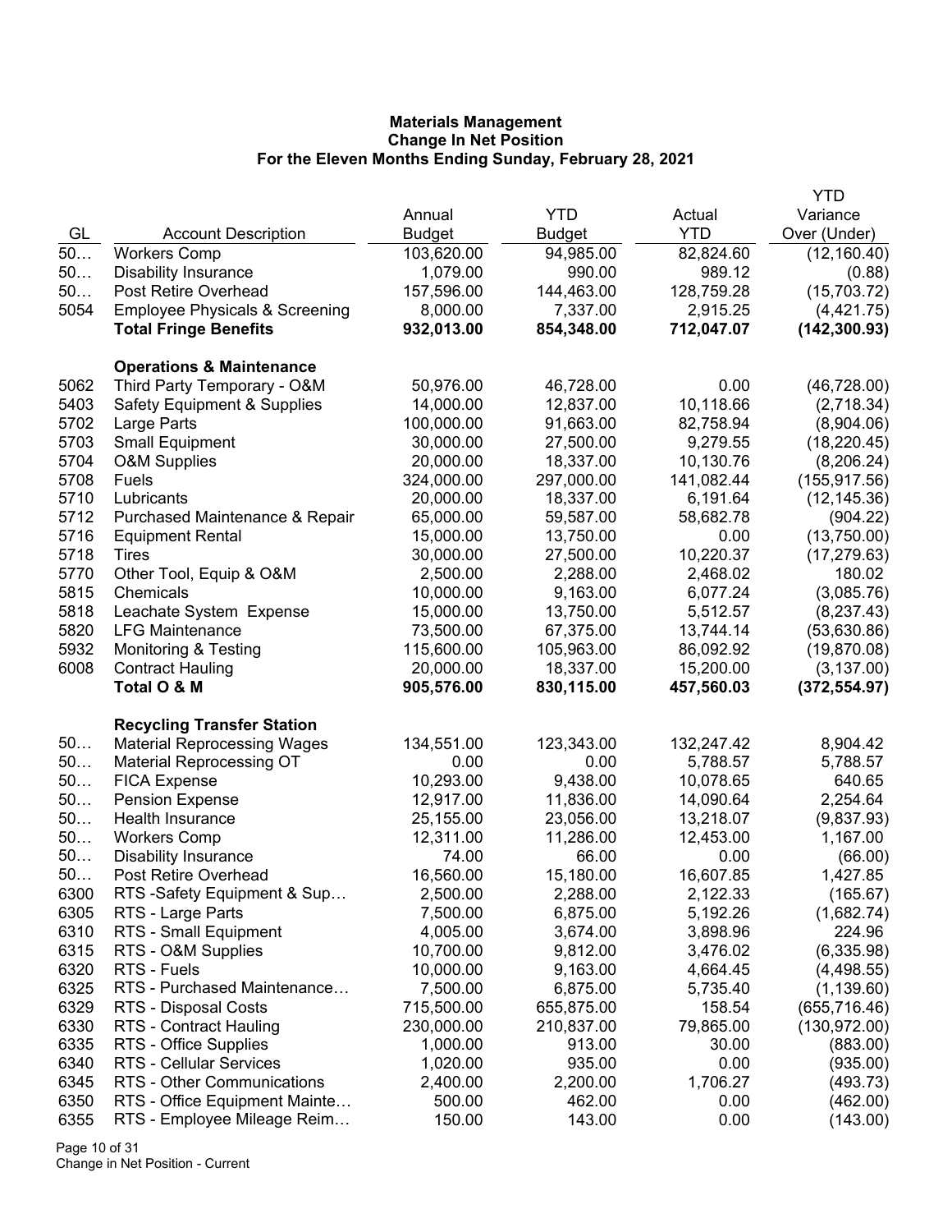# Materials Management
## Change In Net Position
### For the Eleven Months Ending Sunday, February 28, 2021

| GL | Account Description | Annual Budget | YTD Budget | Actual YTD | YTD Variance Over (Under) |
|---|---|---|---|---|---|
| 50… | Workers Comp | 103,620.00 | 94,985.00 | 82,824.60 | (12,160.40) |
| 50… | Disability Insurance | 1,079.00 | 990.00 | 989.12 | (0.88) |
| 50… | Post Retire Overhead | 157,596.00 | 144,463.00 | 128,759.28 | (15,703.72) |
| 5054 | Employee Physicals & Screening | 8,000.00 | 7,337.00 | 2,915.25 | (4,421.75) |
| | **Total Fringe Benefits** | **932,013.00** | **854,348.00** | **712,047.07** | **(142,300.93)** |
| | **Operations & Maintenance** | | | | |
| 5062 | Third Party Temporary - O&M | 50,976.00 | 46,728.00 | 0.00 | (46,728.00) |
| 5403 | Safety Equipment & Supplies | 14,000.00 | 12,837.00 | 10,118.66 | (2,718.34) |
| 5702 | Large Parts | 100,000.00 | 91,663.00 | 82,758.94 | (8,904.06) |
| 5703 | Small Equipment | 30,000.00 | 27,500.00 | 9,279.55 | (18,220.45) |
| 5704 | O&M Supplies | 20,000.00 | 18,337.00 | 10,130.76 | (8,206.24) |
| 5708 | Fuels | 324,000.00 | 297,000.00 | 141,082.44 | (155,917.56) |
| 5710 | Lubricants | 20,000.00 | 18,337.00 | 6,191.64 | (12,145.36) |
| 5712 | Purchased Maintenance & Repair | 65,000.00 | 59,587.00 | 58,682.78 | (904.22) |
| 5716 | Equipment Rental | 15,000.00 | 13,750.00 | 0.00 | (13,750.00) |
| 5718 | Tires | 30,000.00 | 27,500.00 | 10,220.37 | (17,279.63) |
| 5770 | Other Tool, Equip & O&M | 2,500.00 | 2,288.00 | 2,468.02 | 180.02 |
| 5815 | Chemicals | 10,000.00 | 9,163.00 | 6,077.24 | (3,085.76) |
| 5818 | Leachate System Expense | 15,000.00 | 13,750.00 | 5,512.57 | (8,237.43) |
| 5820 | LFG Maintenance | 73,500.00 | 67,375.00 | 13,744.14 | (53,630.86) |
| 5932 | Monitoring & Testing | 115,600.00 | 105,963.00 | 86,092.92 | (19,870.08) |
| 6008 | Contract Hauling | 20,000.00 | 18,337.00 | 15,200.00 | (3,137.00) |
| | **Total O & M** | **905,576.00** | **830,115.00** | **457,560.03** | **(372,554.97)** |
| | **Recycling Transfer Station** | | | | |
| 50… | Material Reprocessing Wages | 134,551.00 | 123,343.00 | 132,247.42 | 8,904.42 |
| 50… | Material Reprocessing OT | 0.00 | 0.00 | 5,788.57 | 5,788.57 |
| 50… | FICA Expense | 10,293.00 | 9,438.00 | 10,078.65 | 640.65 |
| 50… | Pension Expense | 12,917.00 | 11,836.00 | 14,090.64 | 2,254.64 |
| 50… | Health Insurance | 25,155.00 | 23,056.00 | 13,218.07 | (9,837.93) |
| 50… | Workers Comp | 12,311.00 | 11,286.00 | 12,453.00 | 1,167.00 |
| 50… | Disability Insurance | 74.00 | 66.00 | 0.00 | (66.00) |
| 50… | Post Retire Overhead | 16,560.00 | 15,180.00 | 16,607.85 | 1,427.85 |
| 6300 | RTS -Safety Equipment & Sup… | 2,500.00 | 2,288.00 | 2,122.33 | (165.67) |
| 6305 | RTS - Large Parts | 7,500.00 | 6,875.00 | 5,192.26 | (1,682.74) |
| 6310 | RTS - Small Equipment | 4,005.00 | 3,674.00 | 3,898.96 | 224.96 |
| 6315 | RTS - O&M Supplies | 10,700.00 | 9,812.00 | 3,476.02 | (6,335.98) |
| 6320 | RTS - Fuels | 10,000.00 | 9,163.00 | 4,664.45 | (4,498.55) |
| 6325 | RTS - Purchased Maintenance… | 7,500.00 | 6,875.00 | 5,735.40 | (1,139.60) |
| 6329 | RTS - Disposal Costs | 715,500.00 | 655,875.00 | 158.54 | (655,716.46) |
| 6330 | RTS - Contract Hauling | 230,000.00 | 210,837.00 | 79,865.00 | (130,972.00) |
| 6335 | RTS - Office Supplies | 1,000.00 | 913.00 | 30.00 | (883.00) |
| 6340 | RTS - Cellular Services | 1,020.00 | 935.00 | 0.00 | (935.00) |
| 6345 | RTS - Other Communications | 2,400.00 | 2,200.00 | 1,706.27 | (493.73) |
| 6350 | RTS - Office Equipment Mainte… | 500.00 | 462.00 | 0.00 | (462.00) |
| 6355 | RTS - Employee Mileage Reim… | 150.00 | 143.00 | 0.00 | (143.00) |

Change in Net Position - Current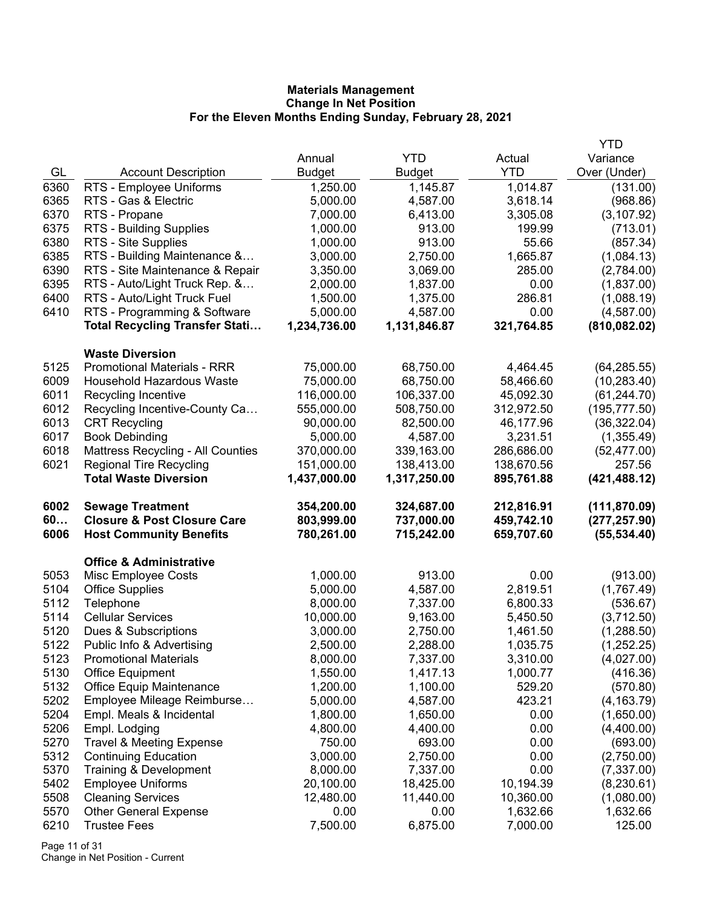**Materials Management**
**Change In Net Position**
**For the Eleven Months Ending Sunday, February 28, 2021**

| GL | Account Description | Annual Budget | YTD Budget | Actual YTD | YTD Variance Over (Under) |
|---|---|---|---|---|---|
| 6360 | RTS - Employee Uniforms | 1,250.00 | 1,145.87 | 1,014.87 | (131.00) |
| 6365 | RTS - Gas & Electric | 5,000.00 | 4,587.00 | 3,618.14 | (968.86) |
| 6370 | RTS - Propane | 7,000.00 | 6,413.00 | 3,305.08 | (3,107.92) |
| 6375 | RTS - Building Supplies | 1,000.00 | 913.00 | 199.99 | (713.01) |
| 6380 | RTS - Site Supplies | 1,000.00 | 913.00 | 55.66 | (857.34) |
| 6385 | RTS - Building Maintenance &… | 3,000.00 | 2,750.00 | 1,665.87 | (1,084.13) |
| 6390 | RTS - Site Maintenance & Repair | 3,350.00 | 3,069.00 | 285.00 | (2,784.00) |
| 6395 | RTS - Auto/Light Truck Rep. &… | 2,000.00 | 1,837.00 | 0.00 | (1,837.00) |
| 6400 | RTS - Auto/Light Truck Fuel | 1,500.00 | 1,375.00 | 286.81 | (1,088.19) |
| 6410 | RTS - Programming & Software | 5,000.00 | 4,587.00 | 0.00 | (4,587.00) |
| | **Total Recycling Transfer Stati…** | **1,234,736.00** | **1,131,846.87** | **321,764.85** | **(810,082.02)** |
| | **Waste Diversion** | | | | |
| 5125 | Promotional Materials - RRR | 75,000.00 | 68,750.00 | 4,464.45 | (64,285.55) |
| 6009 | Household Hazardous Waste | 75,000.00 | 68,750.00 | 58,466.60 | (10,283.40) |
| 6011 | Recycling Incentive | 116,000.00 | 106,337.00 | 45,092.30 | (61,244.70) |
| 6012 | Recycling Incentive-County Ca… | 555,000.00 | 508,750.00 | 312,972.50 | (195,777.50) |
| 6013 | CRT Recycling | 90,000.00 | 82,500.00 | 46,177.96 | (36,322.04) |
| 6017 | Book Debinding | 5,000.00 | 4,587.00 | 3,231.51 | (1,355.49) |
| 6018 | Mattress Recycling - All Counties | 370,000.00 | 339,163.00 | 286,686.00 | (52,477.00) |
| 6021 | Regional Tire Recycling | 151,000.00 | 138,413.00 | 138,670.56 | 257.56 |
| | **Total Waste Diversion** | **1,437,000.00** | **1,317,250.00** | **895,761.88** | **(421,488.12)** |
| **6002** | **Sewage Treatment** | **354,200.00** | **324,687.00** | **212,816.91** | **(111,870.09)** |
| **60…** | **Closure & Post Closure Care** | **803,999.00** | **737,000.00** | **459,742.10** | **(277,257.90)** |
| **6006** | **Host Community Benefits** | **780,261.00** | **715,242.00** | **659,707.60** | **(55,534.40)** |
| | **Office & Administrative** | | | | |
| 5053 | Misc Employee Costs | 1,000.00 | 913.00 | 0.00 | (913.00) |
| 5104 | Office Supplies | 5,000.00 | 4,587.00 | 2,819.51 | (1,767.49) |
| 5112 | Telephone | 8,000.00 | 7,337.00 | 6,800.33 | (536.67) |
| 5114 | Cellular Services | 10,000.00 | 9,163.00 | 5,450.50 | (3,712.50) |
| 5120 | Dues & Subscriptions | 3,000.00 | 2,750.00 | 1,461.50 | (1,288.50) |
| 5122 | Public Info & Advertising | 2,500.00 | 2,288.00 | 1,035.75 | (1,252.25) |
| 5123 | Promotional Materials | 8,000.00 | 7,337.00 | 3,310.00 | (4,027.00) |
| 5130 | Office Equipment | 1,550.00 | 1,417.13 | 1,000.77 | (416.36) |
| 5132 | Office Equip Maintenance | 1,200.00 | 1,100.00 | 529.20 | (570.80) |
| 5202 | Employee Mileage Reimburse… | 5,000.00 | 4,587.00 | 423.21 | (4,163.79) |
| 5204 | Empl. Meals & Incidental | 1,800.00 | 1,650.00 | 0.00 | (1,650.00) |
| 5206 | Empl. Lodging | 4,800.00 | 4,400.00 | 0.00 | (4,400.00) |
| 5270 | Travel & Meeting Expense | 750.00 | 693.00 | 0.00 | (693.00) |
| 5312 | Continuing Education | 3,000.00 | 2,750.00 | 0.00 | (2,750.00) |
| 5370 | Training & Development | 8,000.00 | 7,337.00 | 0.00 | (7,337.00) |
| 5402 | Employee Uniforms | 20,100.00 | 18,425.00 | 10,194.39 | (8,230.61) |
| 5508 | Cleaning Services | 12,480.00 | 11,440.00 | 10,360.00 | (1,080.00) |
| 5570 | Other General Expense | 0.00 | 0.00 | 1,632.66 | 1,632.66 |
| 6210 | Trustee Fees | 7,500.00 | 6,875.00 | 7,000.00 | 125.00 |

Change in Net Position - Current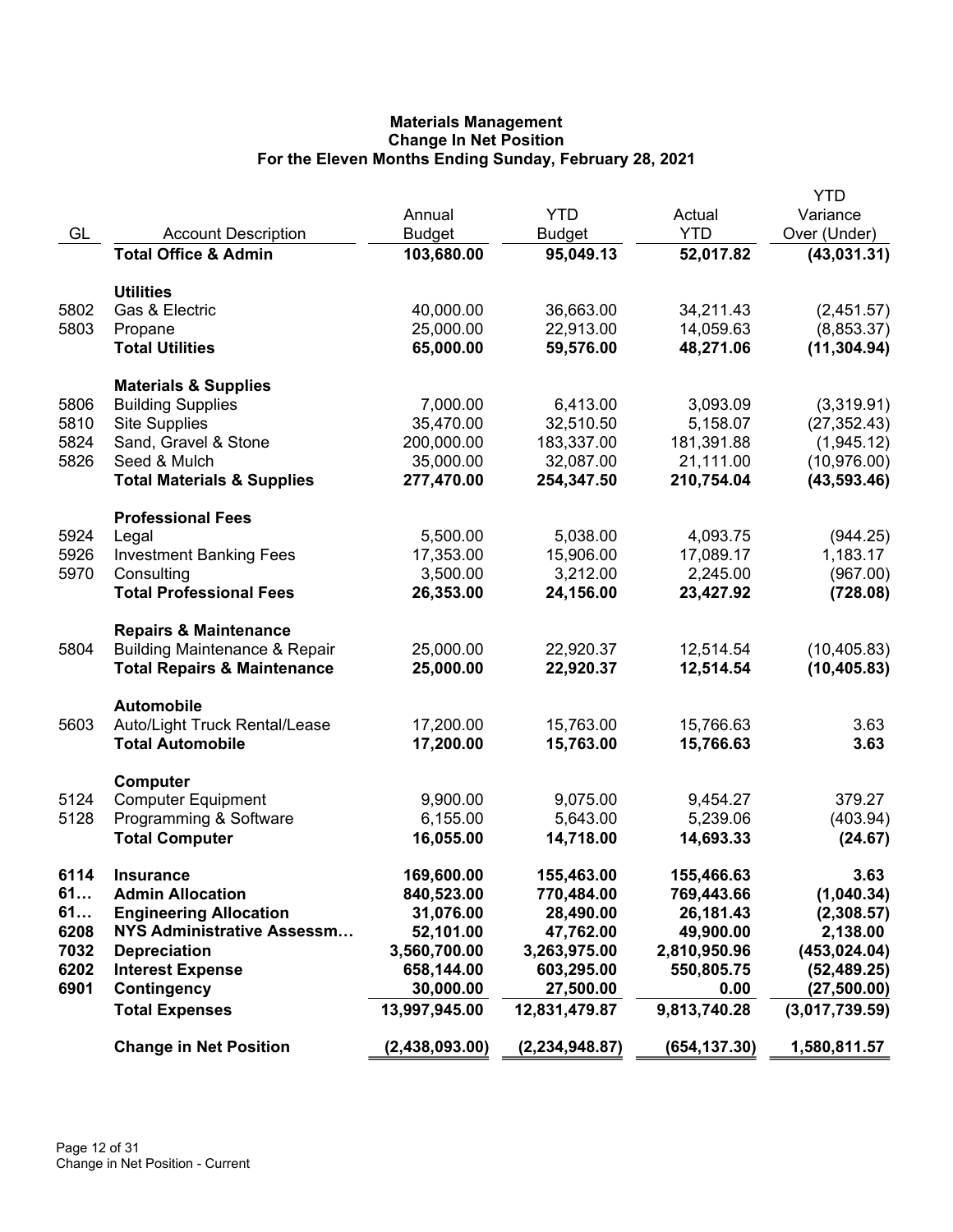**Materials Management**
**Change In Net Position**
**For the Eleven Months Ending Sunday, February 28, 2021**

| GL | Account Description | Annual Budget | YTD Budget | Actual YTD | YTD Variance Over (Under) |
|---|---|---|---|---|---|
| | **Total Office & Admin** | **103,680.00** | **95,049.13** | **52,017.82** | **(43,031.31)** |
| | **Utilities** | | | | |
| 5802 | Gas & Electric | 40,000.00 | 36,663.00 | 34,211.43 | (2,451.57) |
| 5803 | Propane | 25,000.00 | 22,913.00 | 14,059.63 | (8,853.37) |
| | **Total Utilities** | **65,000.00** | **59,576.00** | **48,271.06** | **(11,304.94)** |
| | **Materials & Supplies** | | | | |
| 5806 | Building Supplies | 7,000.00 | 6,413.00 | 3,093.09 | (3,319.91) |
| 5810 | Site Supplies | 35,470.00 | 32,510.50 | 5,158.07 | (27,352.43) |
| 5824 | Sand, Gravel & Stone | 200,000.00 | 183,337.00 | 181,391.88 | (1,945.12) |
| 5826 | Seed & Mulch | 35,000.00 | 32,087.00 | 21,111.00 | (10,976.00) |
| | **Total Materials & Supplies** | **277,470.00** | **254,347.50** | **210,754.04** | **(43,593.46)** |
| | **Professional Fees** | | | | |
| 5924 | Legal | 5,500.00 | 5,038.00 | 4,093.75 | (944.25) |
| 5926 | Investment Banking Fees | 17,353.00 | 15,906.00 | 17,089.17 | 1,183.17 |
| 5970 | Consulting | 3,500.00 | 3,212.00 | 2,245.00 | (967.00) |
| | **Total Professional Fees** | **26,353.00** | **24,156.00** | **23,427.92** | **(728.08)** |
| | **Repairs & Maintenance** | | | | |
| 5804 | Building Maintenance & Repair | 25,000.00 | 22,920.37 | 12,514.54 | (10,405.83) |
| | **Total Repairs & Maintenance** | **25,000.00** | **22,920.37** | **12,514.54** | **(10,405.83)** |
| | **Automobile** | | | | |
| 5603 | Auto/Light Truck Rental/Lease | 17,200.00 | 15,763.00 | 15,766.63 | 3.63 |
| | **Total Automobile** | **17,200.00** | **15,763.00** | **15,766.63** | **3.63** |
| | **Computer** | | | | |
| 5124 | Computer Equipment | 9,900.00 | 9,075.00 | 9,454.27 | 379.27 |
| 5128 | Programming & Software | 6,155.00 | 5,643.00 | 5,239.06 | (403.94) |
| | **Total Computer** | **16,055.00** | **14,718.00** | **14,693.33** | **(24.67)** |
| **6114** | **Insurance** | **169,600.00** | **155,463.00** | **155,466.63** | **3.63** |
| **61…** | **Admin Allocation** | **840,523.00** | **770,484.00** | **769,443.66** | **(1,040.34)** |
| **61…** | **Engineering Allocation** | **31,076.00** | **28,490.00** | **26,181.43** | **(2,308.57)** |
| **6208** | **NYS Administrative Assessm…** | **52,101.00** | **47,762.00** | **49,900.00** | **2,138.00** |
| **7032** | **Depreciation** | **3,560,700.00** | **3,263,975.00** | **2,810,950.96** | **(453,024.04)** |
| **6202** | **Interest Expense** | **658,144.00** | **603,295.00** | **550,805.75** | **(52,489.25)** |
| **6901** | **Contingency** | **30,000.00** | **27,500.00** | **0.00** | **(27,500.00)** |
| | **Total Expenses** | **13,997,945.00** | **12,831,479.87** | **9,813,740.28** | **(3,017,739.59)** |
| | **Change in Net Position** | **(2,438,093.00)** | **(2,234,948.87)** | **(654,137.30)** | **1,580,811.57** |

Change in Net Position - Current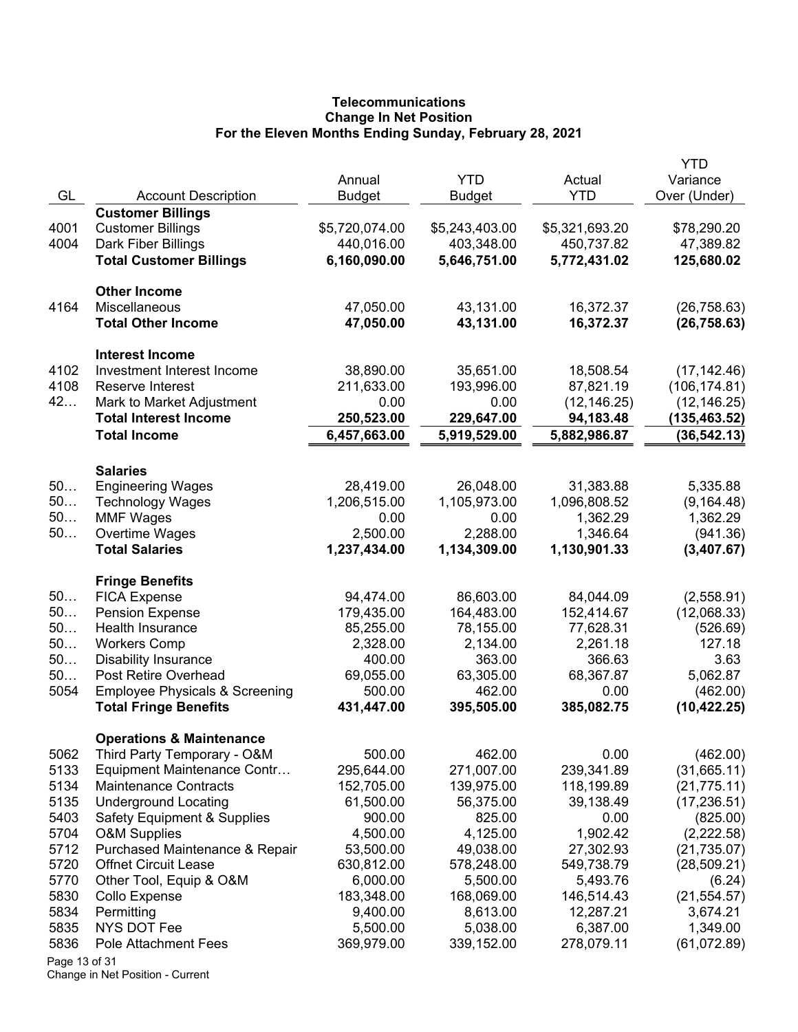# Telecommunications
## Change In Net Position
### For the Eleven Months Ending Sunday, February 28, 2021

| GL | Account Description | Annual Budget | YTD Budget | Actual YTD | YTD Variance Over (Under) |
|---|---|---|---|---|---|
| | **Customer Billings** | | | | |
| 4001 | Customer Billings | $5,720,074.00 | $5,243,403.00 | $5,321,693.20 | $78,290.20 |
| 4004 | Dark Fiber Billings | 440,016.00 | 403,348.00 | 450,737.82 | 47,389.82 |
| | **Total Customer Billings** | **6,160,090.00** | **5,646,751.00** | **5,772,431.02** | **125,680.02** |
| | **Other Income** | | | | |
| 4164 | Miscellaneous | 47,050.00 | 43,131.00 | 16,372.37 | (26,758.63) |
| | **Total Other Income** | **47,050.00** | **43,131.00** | **16,372.37** | **(26,758.63)** |
| | **Interest Income** | | | | |
| 4102 | Investment Interest Income | 38,890.00 | 35,651.00 | 18,508.54 | (17,142.46) |
| 4108 | Reserve Interest | 211,633.00 | 193,996.00 | 87,821.19 | (106,174.81) |
| 42… | Mark to Market Adjustment | 0.00 | 0.00 | (12,146.25) | (12,146.25) |
| | **Total Interest Income** | **250,523.00** | **229,647.00** | **94,183.48** | **(135,463.52)** |
| | **Total Income** | **6,457,663.00** | **5,919,529.00** | **5,882,986.87** | **(36,542.13)** |
| | **Salaries** | | | | |
| 50… | Engineering Wages | 28,419.00 | 26,048.00 | 31,383.88 | 5,335.88 |
| 50… | Technology Wages | 1,206,515.00 | 1,105,973.00 | 1,096,808.52 | (9,164.48) |
| 50… | MMF Wages | 0.00 | 0.00 | 1,362.29 | 1,362.29 |
| 50… | Overtime Wages | 2,500.00 | 2,288.00 | 1,346.64 | (941.36) |
| | **Total Salaries** | **1,237,434.00** | **1,134,309.00** | **1,130,901.33** | **(3,407.67)** |
| | **Fringe Benefits** | | | | |
| 50… | FICA Expense | 94,474.00 | 86,603.00 | 84,044.09 | (2,558.91) |
| 50… | Pension Expense | 179,435.00 | 164,483.00 | 152,414.67 | (12,068.33) |
| 50… | Health Insurance | 85,255.00 | 78,155.00 | 77,628.31 | (526.69) |
| 50… | Workers Comp | 2,328.00 | 2,134.00 | 2,261.18 | 127.18 |
| 50… | Disability Insurance | 400.00 | 363.00 | 366.63 | 3.63 |
| 50… | Post Retire Overhead | 69,055.00 | 63,305.00 | 68,367.87 | 5,062.87 |
| 5054 | Employee Physicals & Screening | 500.00 | 462.00 | 0.00 | (462.00) |
| | **Total Fringe Benefits** | **431,447.00** | **395,505.00** | **385,082.75** | **(10,422.25)** |
| | **Operations & Maintenance** | | | | |
| 5062 | Third Party Temporary - O&M | 500.00 | 462.00 | 0.00 | (462.00) |
| 5133 | Equipment Maintenance Contr… | 295,644.00 | 271,007.00 | 239,341.89 | (31,665.11) |
| 5134 | Maintenance Contracts | 152,705.00 | 139,975.00 | 118,199.89 | (21,775.11) |
| 5135 | Underground Locating | 61,500.00 | 56,375.00 | 39,138.49 | (17,236.51) |
| 5403 | Safety Equipment & Supplies | 900.00 | 825.00 | 0.00 | (825.00) |
| 5704 | O&M Supplies | 4,500.00 | 4,125.00 | 1,902.42 | (2,222.58) |
| 5712 | Purchased Maintenance & Repair | 53,500.00 | 49,038.00 | 27,302.93 | (21,735.07) |
| 5720 | Offnet Circuit Lease | 630,812.00 | 578,248.00 | 549,738.79 | (28,509.21) |
| 5770 | Other Tool, Equip & O&M | 6,000.00 | 5,500.00 | 5,493.76 | (6.24) |
| 5830 | Collo Expense | 183,348.00 | 168,069.00 | 146,514.43 | (21,554.57) |
| 5834 | Permitting | 9,400.00 | 8,613.00 | 12,287.21 | 3,674.21 |
| 5835 | NYS DOT Fee | 5,500.00 | 5,038.00 | 6,387.00 | 1,349.00 |
| 5836 | Pole Attachment Fees | 369,979.00 | 339,152.00 | 278,079.11 | (61,072.89) |

Change in Net Position - Current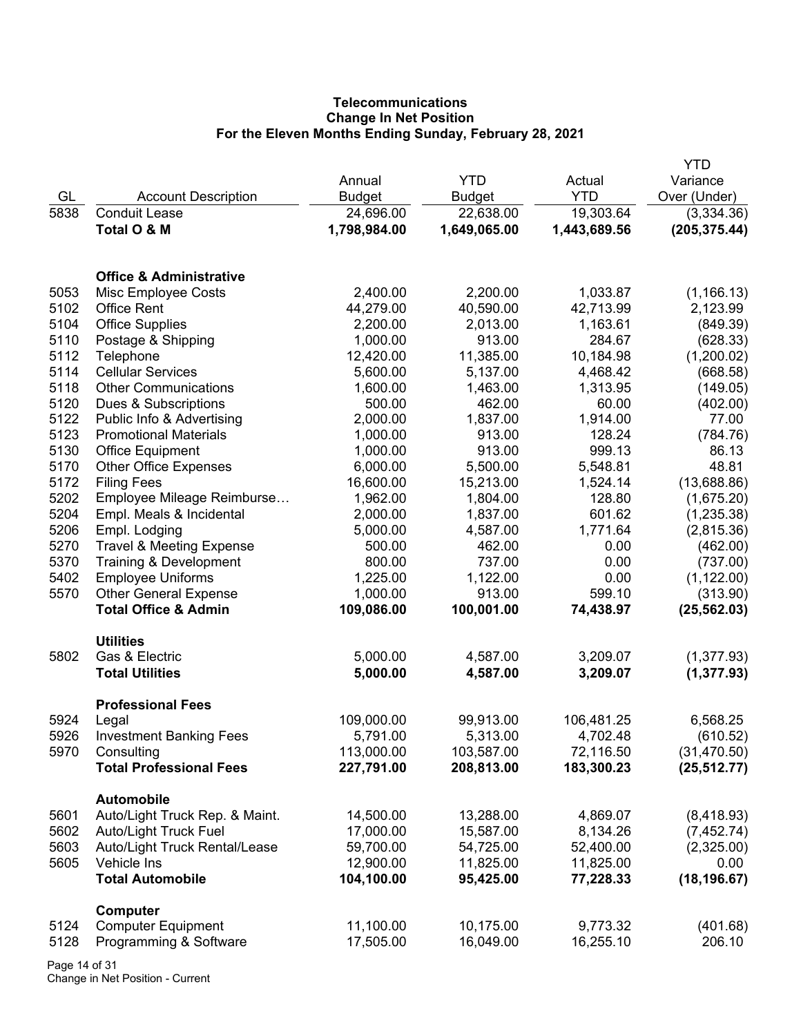**Telecommunications**
**Change In Net Position**
**For the Eleven Months Ending Sunday, February 28, 2021**

| GL | Account Description | Annual Budget | YTD Budget | Actual YTD | YTD Variance Over (Under) |
|---|---|---|---|---|---|
| 5838 | Conduit Lease | 24,696.00 | 22,638.00 | 19,303.64 | (3,334.36) |
| | **Total O & M** | **1,798,984.00** | **1,649,065.00** | **1,443,689.56** | **(205,375.44)** |
| | | | | | |
| | **Office & Administrative** | | | | |
| 5053 | Misc Employee Costs | 2,400.00 | 2,200.00 | 1,033.87 | (1,166.13) |
| 5102 | Office Rent | 44,279.00 | 40,590.00 | 42,713.99 | 2,123.99 |
| 5104 | Office Supplies | 2,200.00 | 2,013.00 | 1,163.61 | (849.39) |
| 5110 | Postage & Shipping | 1,000.00 | 913.00 | 284.67 | (628.33) |
| 5112 | Telephone | 12,420.00 | 11,385.00 | 10,184.98 | (1,200.02) |
| 5114 | Cellular Services | 5,600.00 | 5,137.00 | 4,468.42 | (668.58) |
| 5118 | Other Communications | 1,600.00 | 1,463.00 | 1,313.95 | (149.05) |
| 5120 | Dues & Subscriptions | 500.00 | 462.00 | 60.00 | (402.00) |
| 5122 | Public Info & Advertising | 2,000.00 | 1,837.00 | 1,914.00 | 77.00 |
| 5123 | Promotional Materials | 1,000.00 | 913.00 | 128.24 | (784.76) |
| 5130 | Office Equipment | 1,000.00 | 913.00 | 999.13 | 86.13 |
| 5170 | Other Office Expenses | 6,000.00 | 5,500.00 | 5,548.81 | 48.81 |
| 5172 | Filing Fees | 16,600.00 | 15,213.00 | 1,524.14 | (13,688.86) |
| 5202 | Employee Mileage Reimburse… | 1,962.00 | 1,804.00 | 128.80 | (1,675.20) |
| 5204 | Empl. Meals & Incidental | 2,000.00 | 1,837.00 | 601.62 | (1,235.38) |
| 5206 | Empl. Lodging | 5,000.00 | 4,587.00 | 1,771.64 | (2,815.36) |
| 5270 | Travel & Meeting Expense | 500.00 | 462.00 | 0.00 | (462.00) |
| 5370 | Training & Development | 800.00 | 737.00 | 0.00 | (737.00) |
| 5402 | Employee Uniforms | 1,225.00 | 1,122.00 | 0.00 | (1,122.00) |
| 5570 | Other General Expense | 1,000.00 | 913.00 | 599.10 | (313.90) |
| | **Total Office & Admin** | **109,086.00** | **100,001.00** | **74,438.97** | **(25,562.03)** |
| | | | | | |
| | **Utilities** | | | | |
| 5802 | Gas & Electric | 5,000.00 | 4,587.00 | 3,209.07 | (1,377.93) |
| | **Total Utilities** | **5,000.00** | **4,587.00** | **3,209.07** | **(1,377.93)** |
| | | | | | |
| | **Professional Fees** | | | | |
| 5924 | Legal | 109,000.00 | 99,913.00 | 106,481.25 | 6,568.25 |
| 5926 | Investment Banking Fees | 5,791.00 | 5,313.00 | 4,702.48 | (610.52) |
| 5970 | Consulting | 113,000.00 | 103,587.00 | 72,116.50 | (31,470.50) |
| | **Total Professional Fees** | **227,791.00** | **208,813.00** | **183,300.23** | **(25,512.77)** |
| | | | | | |
| | **Automobile** | | | | |
| 5601 | Auto/Light Truck Rep. & Maint. | 14,500.00 | 13,288.00 | 4,869.07 | (8,418.93) |
| 5602 | Auto/Light Truck Fuel | 17,000.00 | 15,587.00 | 8,134.26 | (7,452.74) |
| 5603 | Auto/Light Truck Rental/Lease | 59,700.00 | 54,725.00 | 52,400.00 | (2,325.00) |
| 5605 | Vehicle Ins | 12,900.00 | 11,825.00 | 11,825.00 | 0.00 |
| | **Total Automobile** | **104,100.00** | **95,425.00** | **77,228.33** | **(18,196.67)** |
| | | | | | |
| | **Computer** | | | | |
| 5124 | Computer Equipment | 11,100.00 | 10,175.00 | 9,773.32 | (401.68) |
| 5128 | Programming & Software | 17,505.00 | 16,049.00 | 16,255.10 | 206.10 |

Change in Net Position - Current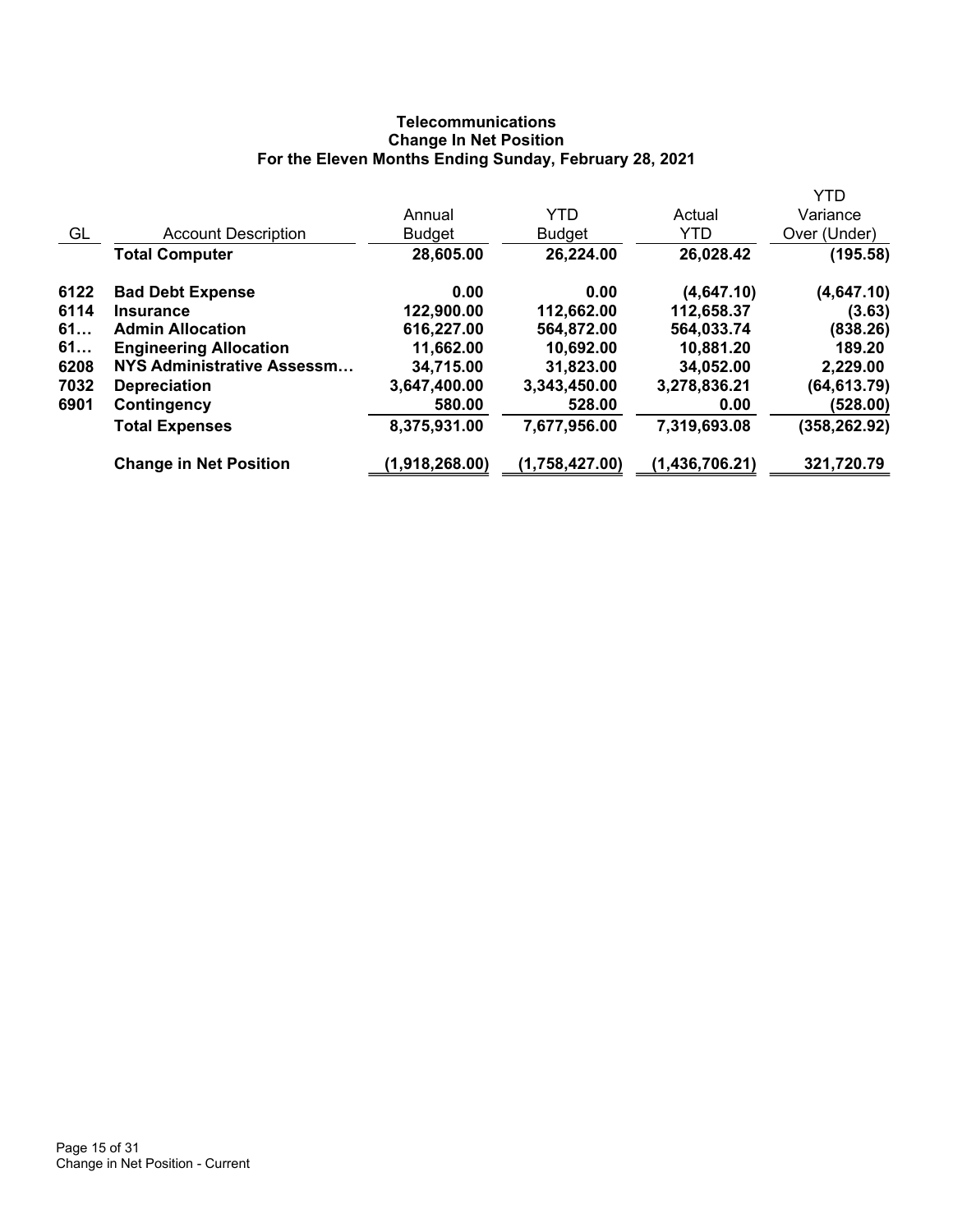**Telecommunications**
**Change In Net Position**
**For the Eleven Months Ending Sunday, February 28, 2021**

| GL | Account Description | Annual Budget | YTD Budget | Actual YTD | YTD Variance Over (Under) |
|---|---|---|---|---|---|
| | **Total Computer** | **28,605.00** | **26,224.00** | **26,028.42** | **(195.58)** |
| **6122** | **Bad Debt Expense** | **0.00** | **0.00** | **(4,647.10)** | **(4,647.10)** |
| **6114** | **Insurance** | **122,900.00** | **112,662.00** | **112,658.37** | **(3.63)** |
| **61…** | **Admin Allocation** | **616,227.00** | **564,872.00** | **564,033.74** | **(838.26)** |
| **61…** | **Engineering Allocation** | **11,662.00** | **10,692.00** | **10,881.20** | **189.20** |
| **6208** | **NYS Administrative Assessm…** | **34,715.00** | **31,823.00** | **34,052.00** | **2,229.00** |
| **7032** | **Depreciation** | **3,647,400.00** | **3,343,450.00** | **3,278,836.21** | **(64,613.79)** |
| **6901** | **Contingency** | **580.00** | **528.00** | **0.00** | **(528.00)** |
| | **Total Expenses** | **8,375,931.00** | **7,677,956.00** | **7,319,693.08** | **(358,262.92)** |
| | **Change in Net Position** | **(1,918,268.00)** | **(1,758,427.00)** | **(1,436,706.21)** | **321,720.79** |

Change in Net Position - Current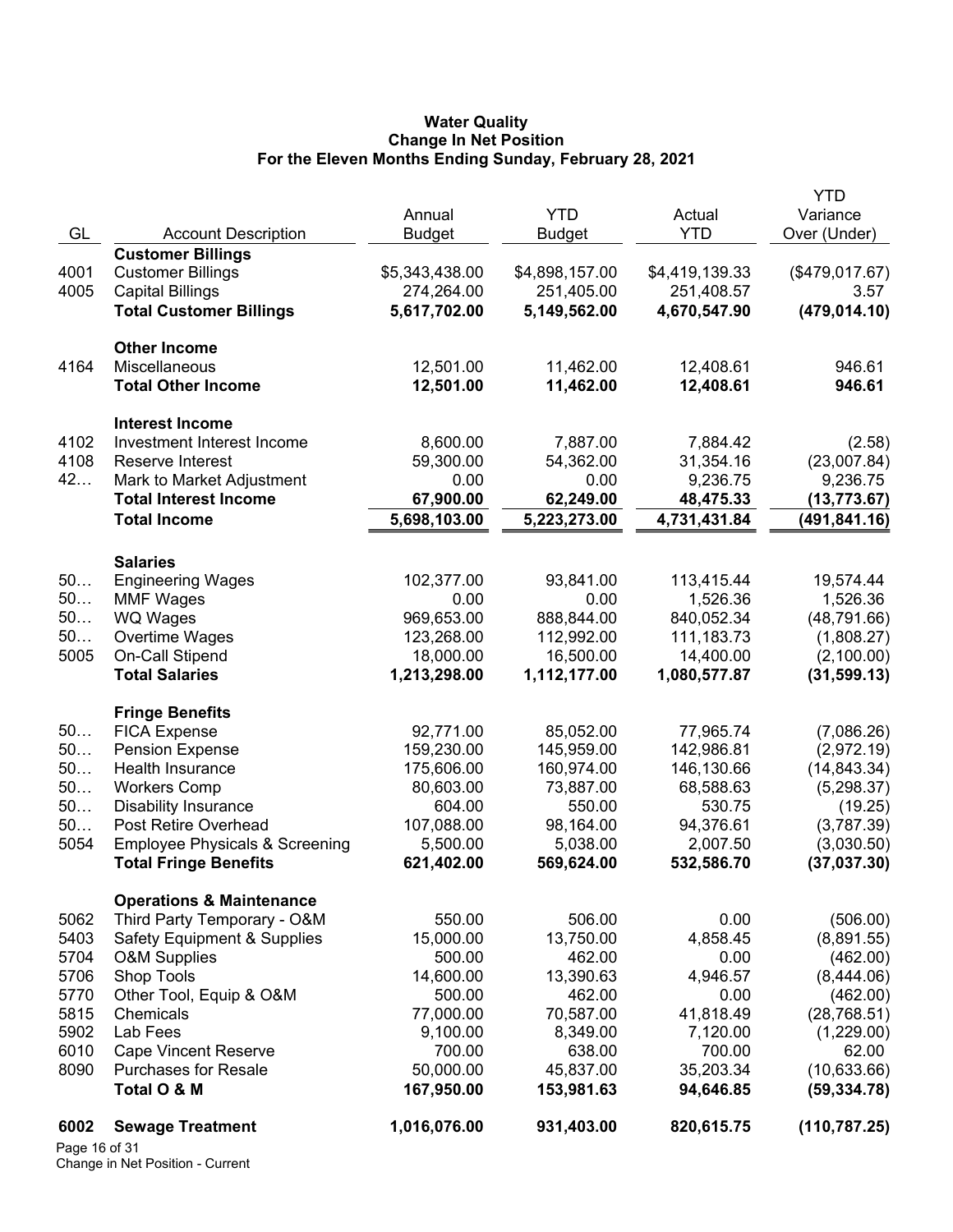# Water Quality
## Change In Net Position
### For the Eleven Months Ending Sunday, February 28, 2021

| GL | Account Description | Annual Budget | YTD Budget | Actual YTD | YTD Variance Over (Under) |
|---|---|---|---|---|---|
| | **Customer Billings** | | | | |
| 4001 | Customer Billings | $5,343,438.00 | $4,898,157.00 | $4,419,139.33 | ($479,017.67) |
| 4005 | Capital Billings | 274,264.00 | 251,405.00 | 251,408.57 | 3.57 |
| | **Total Customer Billings** | **5,617,702.00** | **5,149,562.00** | **4,670,547.90** | **(479,014.10)** |
| | **Other Income** | | | | |
| 4164 | Miscellaneous | 12,501.00 | 11,462.00 | 12,408.61 | 946.61 |
| | **Total Other Income** | **12,501.00** | **11,462.00** | **12,408.61** | **946.61** |
| | **Interest Income** | | | | |
| 4102 | Investment Interest Income | 8,600.00 | 7,887.00 | 7,884.42 | (2.58) |
| 4108 | Reserve Interest | 59,300.00 | 54,362.00 | 31,354.16 | (23,007.84) |
| 42… | Mark to Market Adjustment | 0.00 | 0.00 | 9,236.75 | 9,236.75 |
| | **Total Interest Income** | **67,900.00** | **62,249.00** | **48,475.33** | **(13,773.67)** |
| | **Total Income** | **5,698,103.00** | **5,223,273.00** | **4,731,431.84** | **(491,841.16)** |
| | **Salaries** | | | | |
| 50… | Engineering Wages | 102,377.00 | 93,841.00 | 113,415.44 | 19,574.44 |
| 50… | MMF Wages | 0.00 | 0.00 | 1,526.36 | 1,526.36 |
| 50… | WQ Wages | 969,653.00 | 888,844.00 | 840,052.34 | (48,791.66) |
| 50… | Overtime Wages | 123,268.00 | 112,992.00 | 111,183.73 | (1,808.27) |
| 5005 | On-Call Stipend | 18,000.00 | 16,500.00 | 14,400.00 | (2,100.00) |
| | **Total Salaries** | **1,213,298.00** | **1,112,177.00** | **1,080,577.87** | **(31,599.13)** |
| | **Fringe Benefits** | | | | |
| 50… | FICA Expense | 92,771.00 | 85,052.00 | 77,965.74 | (7,086.26) |
| 50… | Pension Expense | 159,230.00 | 145,959.00 | 142,986.81 | (2,972.19) |
| 50… | Health Insurance | 175,606.00 | 160,974.00 | 146,130.66 | (14,843.34) |
| 50… | Workers Comp | 80,603.00 | 73,887.00 | 68,588.63 | (5,298.37) |
| 50… | Disability Insurance | 604.00 | 550.00 | 530.75 | (19.25) |
| 50… | Post Retire Overhead | 107,088.00 | 98,164.00 | 94,376.61 | (3,787.39) |
| 5054 | Employee Physicals & Screening | 5,500.00 | 5,038.00 | 2,007.50 | (3,030.50) |
| | **Total Fringe Benefits** | **621,402.00** | **569,624.00** | **532,586.70** | **(37,037.30)** |
| | **Operations & Maintenance** | | | | |
| 5062 | Third Party Temporary - O&M | 550.00 | 506.00 | 0.00 | (506.00) |
| 5403 | Safety Equipment & Supplies | 15,000.00 | 13,750.00 | 4,858.45 | (8,891.55) |
| 5704 | O&M Supplies | 500.00 | 462.00 | 0.00 | (462.00) |
| 5706 | Shop Tools | 14,600.00 | 13,390.63 | 4,946.57 | (8,444.06) |
| 5770 | Other Tool, Equip & O&M | 500.00 | 462.00 | 0.00 | (462.00) |
| 5815 | Chemicals | 77,000.00 | 70,587.00 | 41,818.49 | (28,768.51) |
| 5902 | Lab Fees | 9,100.00 | 8,349.00 | 7,120.00 | (1,229.00) |
| 6010 | Cape Vincent Reserve | 700.00 | 638.00 | 700.00 | 62.00 |
| 8090 | Purchases for Resale | 50,000.00 | 45,837.00 | 35,203.34 | (10,633.66) |
| | **Total O & M** | **167,950.00** | **153,981.63** | **94,646.85** | **(59,334.78)** |
| **6002** | **Sewage Treatment** | **1,016,076.00** | **931,403.00** | **820,615.75** | **(110,787.25)** |

Change in Net Position - Current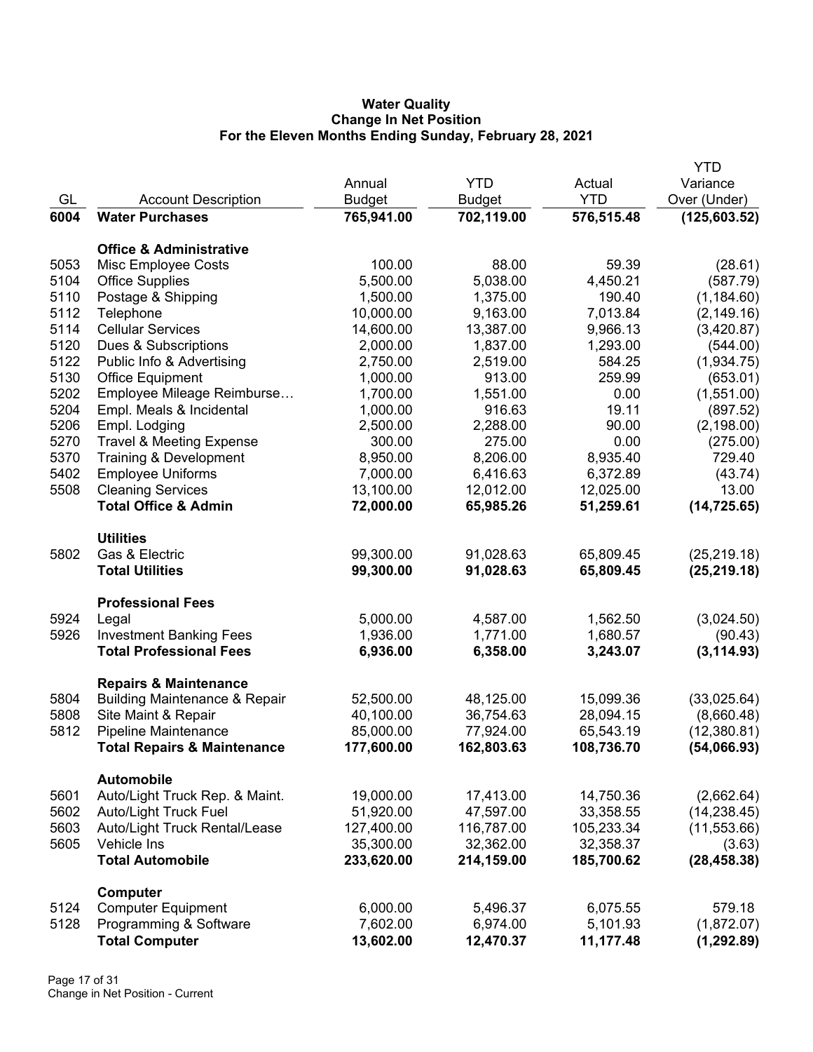**Water Quality**
**Change In Net Position**
**For the Eleven Months Ending Sunday, February 28, 2021**

| GL | Account Description | Annual Budget | YTD Budget | Actual YTD | YTD Variance Over (Under) |
|---|---|---|---|---|---|
| **6004** | **Water Purchases** | **765,941.00** | **702,119.00** | **576,515.48** | **(125,603.52)** |
| | **Office & Administrative** | | | | |
| 5053 | Misc Employee Costs | 100.00 | 88.00 | 59.39 | (28.61) |
| 5104 | Office Supplies | 5,500.00 | 5,038.00 | 4,450.21 | (587.79) |
| 5110 | Postage & Shipping | 1,500.00 | 1,375.00 | 190.40 | (1,184.60) |
| 5112 | Telephone | 10,000.00 | 9,163.00 | 7,013.84 | (2,149.16) |
| 5114 | Cellular Services | 14,600.00 | 13,387.00 | 9,966.13 | (3,420.87) |
| 5120 | Dues & Subscriptions | 2,000.00 | 1,837.00 | 1,293.00 | (544.00) |
| 5122 | Public Info & Advertising | 2,750.00 | 2,519.00 | 584.25 | (1,934.75) |
| 5130 | Office Equipment | 1,000.00 | 913.00 | 259.99 | (653.01) |
| 5202 | Employee Mileage Reimburse… | 1,700.00 | 1,551.00 | 0.00 | (1,551.00) |
| 5204 | Empl. Meals & Incidental | 1,000.00 | 916.63 | 19.11 | (897.52) |
| 5206 | Empl. Lodging | 2,500.00 | 2,288.00 | 90.00 | (2,198.00) |
| 5270 | Travel & Meeting Expense | 300.00 | 275.00 | 0.00 | (275.00) |
| 5370 | Training & Development | 8,950.00 | 8,206.00 | 8,935.40 | 729.40 |
| 5402 | Employee Uniforms | 7,000.00 | 6,416.63 | 6,372.89 | (43.74) |
| 5508 | Cleaning Services | 13,100.00 | 12,012.00 | 12,025.00 | 13.00 |
| | **Total Office & Admin** | **72,000.00** | **65,985.26** | **51,259.61** | **(14,725.65)** |
| | **Utilities** | | | | |
| 5802 | Gas & Electric | 99,300.00 | 91,028.63 | 65,809.45 | (25,219.18) |
| | **Total Utilities** | **99,300.00** | **91,028.63** | **65,809.45** | **(25,219.18)** |
| | **Professional Fees** | | | | |
| 5924 | Legal | 5,000.00 | 4,587.00 | 1,562.50 | (3,024.50) |
| 5926 | Investment Banking Fees | 1,936.00 | 1,771.00 | 1,680.57 | (90.43) |
| | **Total Professional Fees** | **6,936.00** | **6,358.00** | **3,243.07** | **(3,114.93)** |
| | **Repairs & Maintenance** | | | | |
| 5804 | Building Maintenance & Repair | 52,500.00 | 48,125.00 | 15,099.36 | (33,025.64) |
| 5808 | Site Maint & Repair | 40,100.00 | 36,754.63 | 28,094.15 | (8,660.48) |
| 5812 | Pipeline Maintenance | 85,000.00 | 77,924.00 | 65,543.19 | (12,380.81) |
| | **Total Repairs & Maintenance** | **177,600.00** | **162,803.63** | **108,736.70** | **(54,066.93)** |
| | **Automobile** | | | | |
| 5601 | Auto/Light Truck Rep. & Maint. | 19,000.00 | 17,413.00 | 14,750.36 | (2,662.64) |
| 5602 | Auto/Light Truck Fuel | 51,920.00 | 47,597.00 | 33,358.55 | (14,238.45) |
| 5603 | Auto/Light Truck Rental/Lease | 127,400.00 | 116,787.00 | 105,233.34 | (11,553.66) |
| 5605 | Vehicle Ins | 35,300.00 | 32,362.00 | 32,358.37 | (3.63) |
| | **Total Automobile** | **233,620.00** | **214,159.00** | **185,700.62** | **(28,458.38)** |
| | **Computer** | | | | |
| 5124 | Computer Equipment | 6,000.00 | 5,496.37 | 6,075.55 | 579.18 |
| 5128 | Programming & Software | 7,602.00 | 6,974.00 | 5,101.93 | (1,872.07) |
| | **Total Computer** | **13,602.00** | **12,470.37** | **11,177.48** | **(1,292.89)** |

Change in Net Position - Current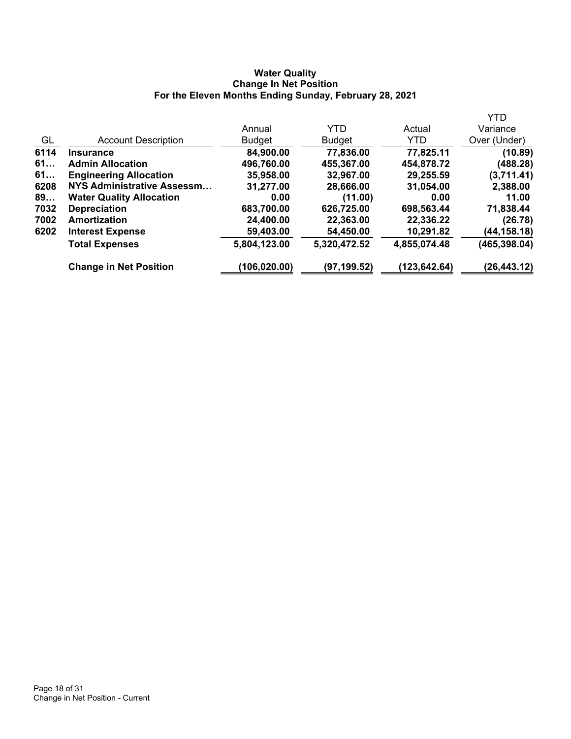**Water Quality**
**Change In Net Position**
**For the Eleven Months Ending Sunday, February 28, 2021**

| GL | Account Description | Annual Budget | YTD Budget | Actual YTD | YTD Variance Over (Under) |
|---|---|---|---|---|---|
| 6114 | **Insurance** | 84,900.00 | 77,836.00 | 77,825.11 | (10.89) |
| 61… | **Admin Allocation** | 496,760.00 | 455,367.00 | 454,878.72 | (488.28) |
| 61… | **Engineering Allocation** | 35,958.00 | 32,967.00 | 29,255.59 | (3,711.41) |
| 6208 | **NYS Administrative Assessm…** | 31,277.00 | 28,666.00 | 31,054.00 | 2,388.00 |
| 89… | **Water Quality Allocation** | 0.00 | (11.00) | 0.00 | 11.00 |
| 7032 | **Depreciation** | 683,700.00 | 626,725.00 | 698,563.44 | 71,838.44 |
| 7002 | **Amortization** | 24,400.00 | 22,363.00 | 22,336.22 | (26.78) |
| 6202 | **Interest Expense** | 59,403.00 | 54,450.00 | 10,291.82 | (44,158.18) |
| | **Total Expenses** | 5,804,123.00 | 5,320,472.52 | 4,855,074.48 | (465,398.04) |
| | **Change in Net Position** | (106,020.00) | (97,199.52) | (123,642.64) | (26,443.12) |

Change in Net Position - Current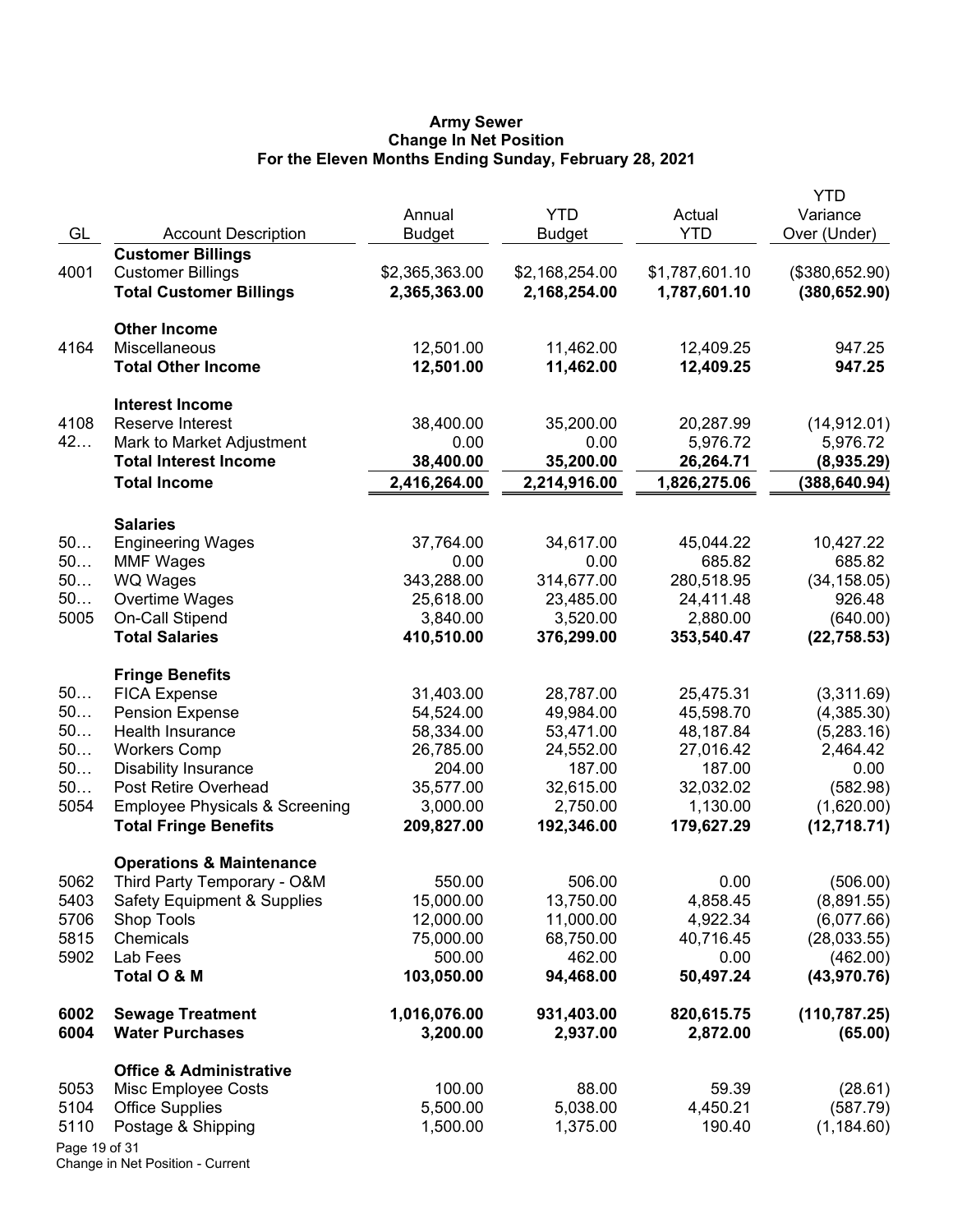**Army Sewer**
**Change In Net Position**
**For the Eleven Months Ending Sunday, February 28, 2021**

| GL | Account Description | Annual Budget | YTD Budget | Actual YTD | YTD Variance Over (Under) |
|---|---|---|---|---|---|
| | **Customer Billings** | | | | |
| 4001 | Customer Billings | $2,365,363.00 | $2,168,254.00 | $1,787,601.10 | ($380,652.90) |
| | **Total Customer Billings** | **2,365,363.00** | **2,168,254.00** | **1,787,601.10** | **(380,652.90)** |
| | **Other Income** | | | | |
| 4164 | Miscellaneous | 12,501.00 | 11,462.00 | 12,409.25 | 947.25 |
| | **Total Other Income** | **12,501.00** | **11,462.00** | **12,409.25** | **947.25** |
| | **Interest Income** | | | | |
| 4108 | Reserve Interest | 38,400.00 | 35,200.00 | 20,287.99 | (14,912.01) |
| 42… | Mark to Market Adjustment | 0.00 | 0.00 | 5,976.72 | 5,976.72 |
| | **Total Interest Income** | **38,400.00** | **35,200.00** | **26,264.71** | **(8,935.29)** |
| | **Total Income** | **2,416,264.00** | **2,214,916.00** | **1,826,275.06** | **(388,640.94)** |
| | **Salaries** | | | | |
| 50… | Engineering Wages | 37,764.00 | 34,617.00 | 45,044.22 | 10,427.22 |
| 50… | MMF Wages | 0.00 | 0.00 | 685.82 | 685.82 |
| 50… | WQ Wages | 343,288.00 | 314,677.00 | 280,518.95 | (34,158.05) |
| 50… | Overtime Wages | 25,618.00 | 23,485.00 | 24,411.48 | 926.48 |
| 5005 | On-Call Stipend | 3,840.00 | 3,520.00 | 2,880.00 | (640.00) |
| | **Total Salaries** | **410,510.00** | **376,299.00** | **353,540.47** | **(22,758.53)** |
| | **Fringe Benefits** | | | | |
| 50… | FICA Expense | 31,403.00 | 28,787.00 | 25,475.31 | (3,311.69) |
| 50… | Pension Expense | 54,524.00 | 49,984.00 | 45,598.70 | (4,385.30) |
| 50… | Health Insurance | 58,334.00 | 53,471.00 | 48,187.84 | (5,283.16) |
| 50… | Workers Comp | 26,785.00 | 24,552.00 | 27,016.42 | 2,464.42 |
| 50… | Disability Insurance | 204.00 | 187.00 | 187.00 | 0.00 |
| 50… | Post Retire Overhead | 35,577.00 | 32,615.00 | 32,032.02 | (582.98) |
| 5054 | Employee Physicals & Screening | 3,000.00 | 2,750.00 | 1,130.00 | (1,620.00) |
| | **Total Fringe Benefits** | **209,827.00** | **192,346.00** | **179,627.29** | **(12,718.71)** |
| | **Operations & Maintenance** | | | | |
| 5062 | Third Party Temporary - O&M | 550.00 | 506.00 | 0.00 | (506.00) |
| 5403 | Safety Equipment & Supplies | 15,000.00 | 13,750.00 | 4,858.45 | (8,891.55) |
| 5706 | Shop Tools | 12,000.00 | 11,000.00 | 4,922.34 | (6,077.66) |
| 5815 | Chemicals | 75,000.00 | 68,750.00 | 40,716.45 | (28,033.55) |
| 5902 | Lab Fees | 500.00 | 462.00 | 0.00 | (462.00) |
| | **Total O & M** | **103,050.00** | **94,468.00** | **50,497.24** | **(43,970.76)** |
| **6002** | **Sewage Treatment** | **1,016,076.00** | **931,403.00** | **820,615.75** | **(110,787.25)** |
| **6004** | **Water Purchases** | **3,200.00** | **2,937.00** | **2,872.00** | **(65.00)** |
| | **Office & Administrative** | | | | |
| 5053 | Misc Employee Costs | 100.00 | 88.00 | 59.39 | (28.61) |
| 5104 | Office Supplies | 5,500.00 | 5,038.00 | 4,450.21 | (587.79) |
| 5110 | Postage & Shipping | 1,500.00 | 1,375.00 | 190.40 | (1,184.60) |

Change in Net Position - Current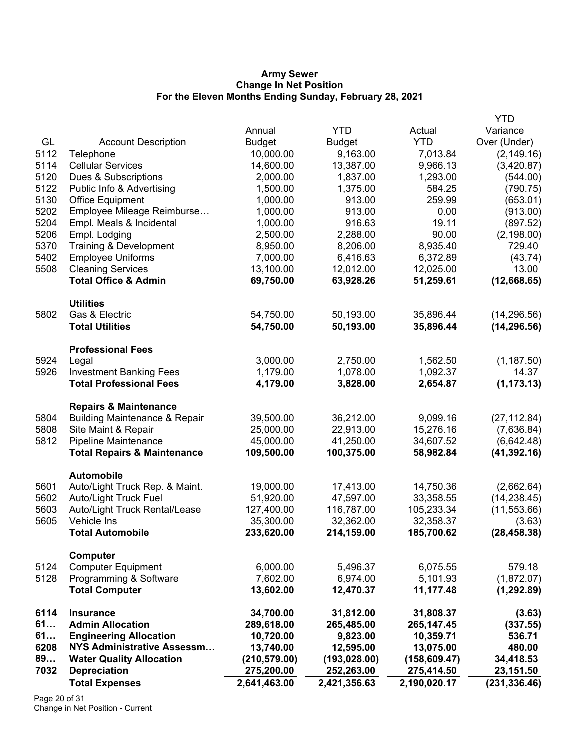# Army Sewer
## Change In Net Position
### For the Eleven Months Ending Sunday, February 28, 2021

| GL | Account Description | Annual Budget | YTD Budget | Actual YTD | YTD Variance Over (Under) |
|---|---|---|---|---|---|
| 5112 | Telephone | 10,000.00 | 9,163.00 | 7,013.84 | (2,149.16) |
| 5114 | Cellular Services | 14,600.00 | 13,387.00 | 9,966.13 | (3,420.87) |
| 5120 | Dues & Subscriptions | 2,000.00 | 1,837.00 | 1,293.00 | (544.00) |
| 5122 | Public Info & Advertising | 1,500.00 | 1,375.00 | 584.25 | (790.75) |
| 5130 | Office Equipment | 1,000.00 | 913.00 | 259.99 | (653.01) |
| 5202 | Employee Mileage Reimburse… | 1,000.00 | 913.00 | 0.00 | (913.00) |
| 5204 | Empl. Meals & Incidental | 1,000.00 | 916.63 | 19.11 | (897.52) |
| 5206 | Empl. Lodging | 2,500.00 | 2,288.00 | 90.00 | (2,198.00) |
| 5370 | Training & Development | 8,950.00 | 8,206.00 | 8,935.40 | 729.40 |
| 5402 | Employee Uniforms | 7,000.00 | 6,416.63 | 6,372.89 | (43.74) |
| 5508 | Cleaning Services | 13,100.00 | 12,012.00 | 12,025.00 | 13.00 |
| | **Total Office & Admin** | **69,750.00** | **63,928.26** | **51,259.61** | **(12,668.65)** |
| | **Utilities** | | | | |
| 5802 | Gas & Electric | 54,750.00 | 50,193.00 | 35,896.44 | (14,296.56) |
| | **Total Utilities** | **54,750.00** | **50,193.00** | **35,896.44** | **(14,296.56)** |
| | **Professional Fees** | | | | |
| 5924 | Legal | 3,000.00 | 2,750.00 | 1,562.50 | (1,187.50) |
| 5926 | Investment Banking Fees | 1,179.00 | 1,078.00 | 1,092.37 | 14.37 |
| | **Total Professional Fees** | **4,179.00** | **3,828.00** | **2,654.87** | **(1,173.13)** |
| | **Repairs & Maintenance** | | | | |
| 5804 | Building Maintenance & Repair | 39,500.00 | 36,212.00 | 9,099.16 | (27,112.84) |
| 5808 | Site Maint & Repair | 25,000.00 | 22,913.00 | 15,276.16 | (7,636.84) |
| 5812 | Pipeline Maintenance | 45,000.00 | 41,250.00 | 34,607.52 | (6,642.48) |
| | **Total Repairs & Maintenance** | **109,500.00** | **100,375.00** | **58,982.84** | **(41,392.16)** |
| | **Automobile** | | | | |
| 5601 | Auto/Light Truck Rep. & Maint. | 19,000.00 | 17,413.00 | 14,750.36 | (2,662.64) |
| 5602 | Auto/Light Truck Fuel | 51,920.00 | 47,597.00 | 33,358.55 | (14,238.45) |
| 5603 | Auto/Light Truck Rental/Lease | 127,400.00 | 116,787.00 | 105,233.34 | (11,553.66) |
| 5605 | Vehicle Ins | 35,300.00 | 32,362.00 | 32,358.37 | (3.63) |
| | **Total Automobile** | **233,620.00** | **214,159.00** | **185,700.62** | **(28,458.38)** |
| | **Computer** | | | | |
| 5124 | Computer Equipment | 6,000.00 | 5,496.37 | 6,075.55 | 579.18 |
| 5128 | Programming & Software | 7,602.00 | 6,974.00 | 5,101.93 | (1,872.07) |
| | **Total Computer** | **13,602.00** | **12,470.37** | **11,177.48** | **(1,292.89)** |
| **6114** | **Insurance** | **34,700.00** | **31,812.00** | **31,808.37** | **(3.63)** |
| **61…** | **Admin Allocation** | **289,618.00** | **265,485.00** | **265,147.45** | **(337.55)** |
| **61…** | **Engineering Allocation** | **10,720.00** | **9,823.00** | **10,359.71** | **536.71** |
| **6208** | **NYS Administrative Assessm…** | **13,740.00** | **12,595.00** | **13,075.00** | **480.00** |
| **89…** | **Water Quality Allocation** | **(210,579.00)** | **(193,028.00)** | **(158,609.47)** | **34,418.53** |
| **7032** | **Depreciation** | **275,200.00** | **252,263.00** | **275,414.50** | **23,151.50** |
| | **Total Expenses** | **2,641,463.00** | **2,421,356.63** | **2,190,020.17** | **(231,336.46)** |

Change in Net Position - Current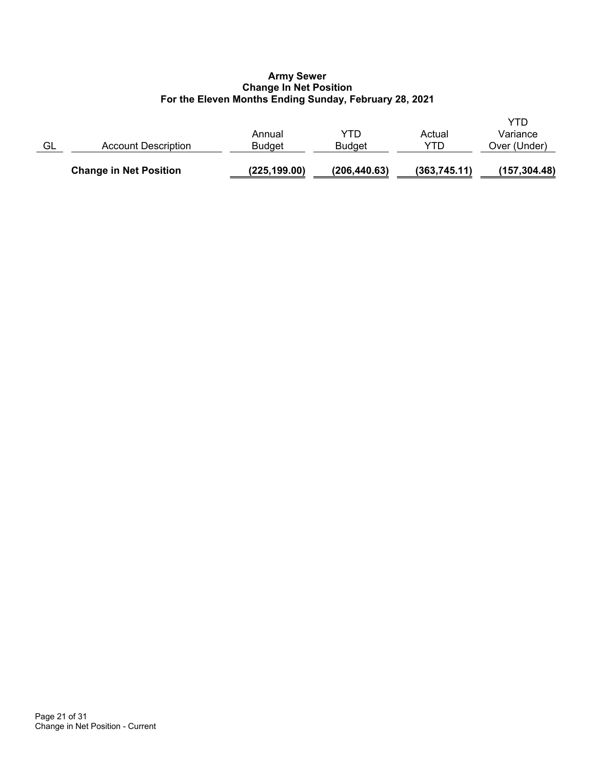# Army Sewer
## Change In Net Position
### For the Eleven Months Ending Sunday, February 28, 2021

| GL | Account Description | Annual Budget | YTD Budget | Actual YTD | YTD Variance Over (Under) |
|---|---|---|---|---|---|
| | **Change in Net Position** | **(225,199.00)** | **(206,440.63)** | **(363,745.11)** | **(157,304.48)** |

Change in Net Position - Current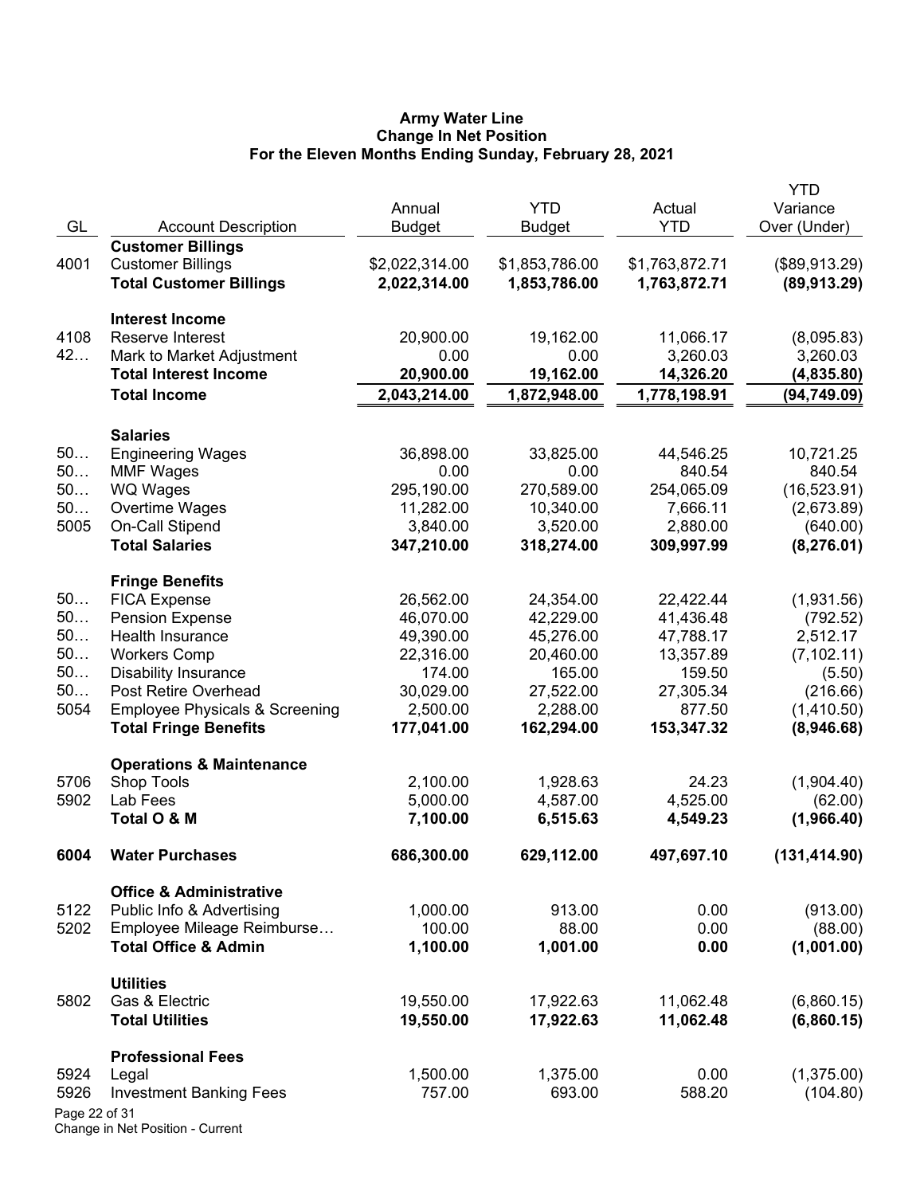# Army Water Line
## Change In Net Position
### For the Eleven Months Ending Sunday, February 28, 2021

| GL | Account Description | Annual Budget | YTD Budget | Actual YTD | YTD Variance Over (Under) |
|---|---|---|---|---|---|
| | **Customer Billings** | | | | |
| 4001 | Customer Billings | $2,022,314.00 | $1,853,786.00 | $1,763,872.71 | ($89,913.29) |
| | **Total Customer Billings** | **2,022,314.00** | **1,853,786.00** | **1,763,872.71** | **(89,913.29)** |
| | **Interest Income** | | | | |
| 4108 | Reserve Interest | 20,900.00 | 19,162.00 | 11,066.17 | (8,095.83) |
| 42… | Mark to Market Adjustment | 0.00 | 0.00 | 3,260.03 | 3,260.03 |
| | **Total Interest Income** | **20,900.00** | **19,162.00** | **14,326.20** | **(4,835.80)** |
| | **Total Income** | **2,043,214.00** | **1,872,948.00** | **1,778,198.91** | **(94,749.09)** |
| | **Salaries** | | | | |
| 50… | Engineering Wages | 36,898.00 | 33,825.00 | 44,546.25 | 10,721.25 |
| 50… | MMF Wages | 0.00 | 0.00 | 840.54 | 840.54 |
| 50… | WQ Wages | 295,190.00 | 270,589.00 | 254,065.09 | (16,523.91) |
| 50… | Overtime Wages | 11,282.00 | 10,340.00 | 7,666.11 | (2,673.89) |
| 5005 | On-Call Stipend | 3,840.00 | 3,520.00 | 2,880.00 | (640.00) |
| | **Total Salaries** | **347,210.00** | **318,274.00** | **309,997.99** | **(8,276.01)** |
| | **Fringe Benefits** | | | | |
| 50… | FICA Expense | 26,562.00 | 24,354.00 | 22,422.44 | (1,931.56) |
| 50… | Pension Expense | 46,070.00 | 42,229.00 | 41,436.48 | (792.52) |
| 50… | Health Insurance | 49,390.00 | 45,276.00 | 47,788.17 | 2,512.17 |
| 50… | Workers Comp | 22,316.00 | 20,460.00 | 13,357.89 | (7,102.11) |
| 50… | Disability Insurance | 174.00 | 165.00 | 159.50 | (5.50) |
| 50… | Post Retire Overhead | 30,029.00 | 27,522.00 | 27,305.34 | (216.66) |
| 5054 | Employee Physicals & Screening | 2,500.00 | 2,288.00 | 877.50 | (1,410.50) |
| | **Total Fringe Benefits** | **177,041.00** | **162,294.00** | **153,347.32** | **(8,946.68)** |
| | **Operations & Maintenance** | | | | |
| 5706 | Shop Tools | 2,100.00 | 1,928.63 | 24.23 | (1,904.40) |
| 5902 | Lab Fees | 5,000.00 | 4,587.00 | 4,525.00 | (62.00) |
| | **Total O & M** | **7,100.00** | **6,515.63** | **4,549.23** | **(1,966.40)** |
| **6004** | **Water Purchases** | **686,300.00** | **629,112.00** | **497,697.10** | **(131,414.90)** |
| | **Office & Administrative** | | | | |
| 5122 | Public Info & Advertising | 1,000.00 | 913.00 | 0.00 | (913.00) |
| 5202 | Employee Mileage Reimburse… | 100.00 | 88.00 | 0.00 | (88.00) |
| | **Total Office & Admin** | **1,100.00** | **1,001.00** | **0.00** | **(1,001.00)** |
| | **Utilities** | | | | |
| 5802 | Gas & Electric | 19,550.00 | 17,922.63 | 11,062.48 | (6,860.15) |
| | **Total Utilities** | **19,550.00** | **17,922.63** | **11,062.48** | **(6,860.15)** |
| | **Professional Fees** | | | | |
| 5924 | Legal | 1,500.00 | 1,375.00 | 0.00 | (1,375.00) |
| 5926 | Investment Banking Fees | 757.00 | 693.00 | 588.20 | (104.80) |

Change in Net Position - Current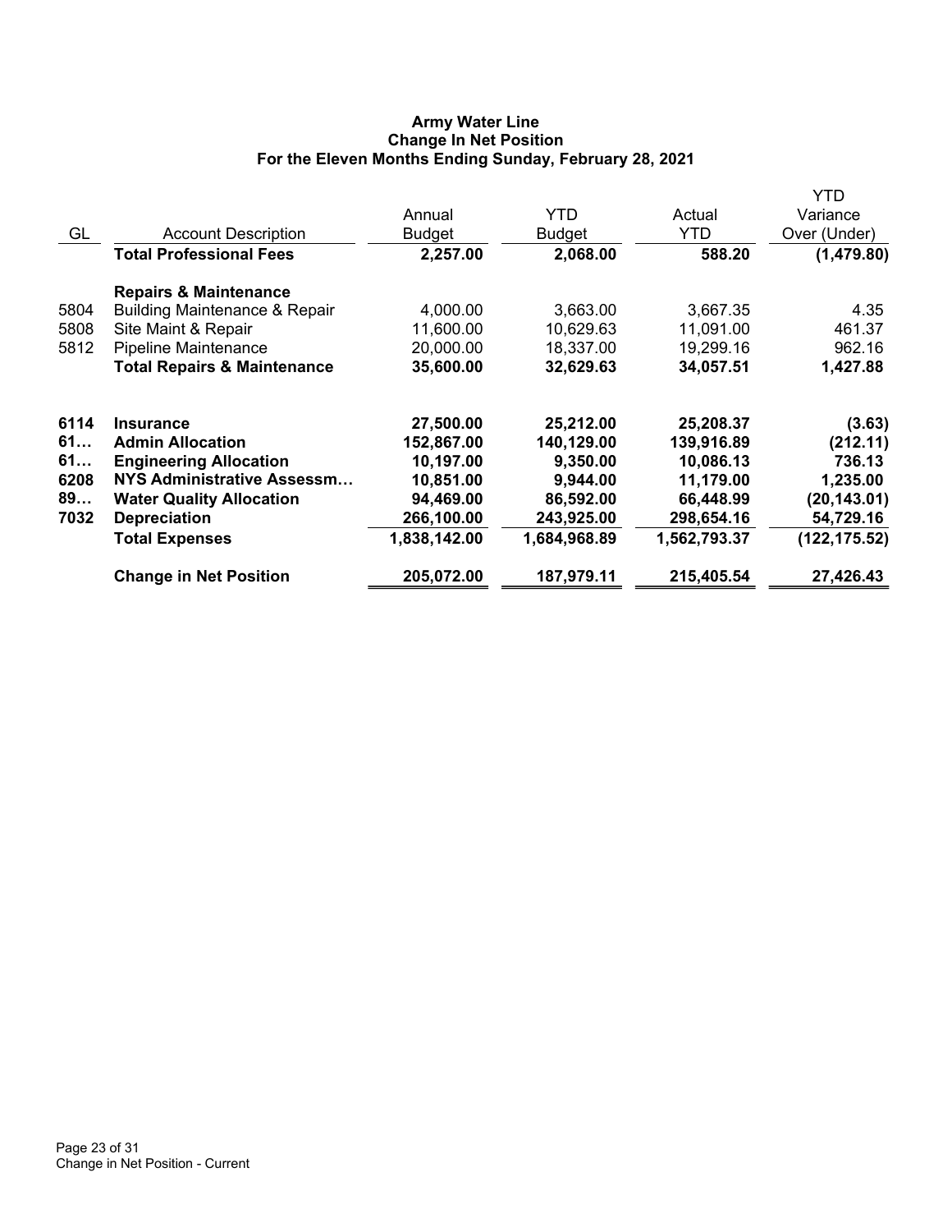# Army Water Line
## Change In Net Position
### For the Eleven Months Ending Sunday, February 28, 2021

| GL | Account Description | Annual Budget | YTD Budget | Actual YTD | YTD Variance Over (Under) |
|---|---|---|---|---|---|
| | **Total Professional Fees** | **2,257.00** | **2,068.00** | **588.20** | **(1,479.80)** |
| | **Repairs & Maintenance** | | | | |
| 5804 | Building Maintenance & Repair | 4,000.00 | 3,663.00 | 3,667.35 | 4.35 |
| 5808 | Site Maint & Repair | 11,600.00 | 10,629.63 | 11,091.00 | 461.37 |
| 5812 | Pipeline Maintenance | 20,000.00 | 18,337.00 | 19,299.16 | 962.16 |
| | **Total Repairs & Maintenance** | **35,600.00** | **32,629.63** | **34,057.51** | **1,427.88** |
| **6114** | **Insurance** | **27,500.00** | **25,212.00** | **25,208.37** | **(3.63)** |
| **61…** | **Admin Allocation** | **152,867.00** | **140,129.00** | **139,916.89** | **(212.11)** |
| **61…** | **Engineering Allocation** | **10,197.00** | **9,350.00** | **10,086.13** | **736.13** |
| **6208** | **NYS Administrative Assessm…** | **10,851.00** | **9,944.00** | **11,179.00** | **1,235.00** |
| **89…** | **Water Quality Allocation** | **94,469.00** | **86,592.00** | **66,448.99** | **(20,143.01)** |
| **7032** | **Depreciation** | **266,100.00** | **243,925.00** | **298,654.16** | **54,729.16** |
| | **Total Expenses** | **1,838,142.00** | **1,684,968.89** | **1,562,793.37** | **(122,175.52)** |
| | **Change in Net Position** | **205,072.00** | **187,979.11** | **215,405.54** | **27,426.43** |

Change in Net Position - Current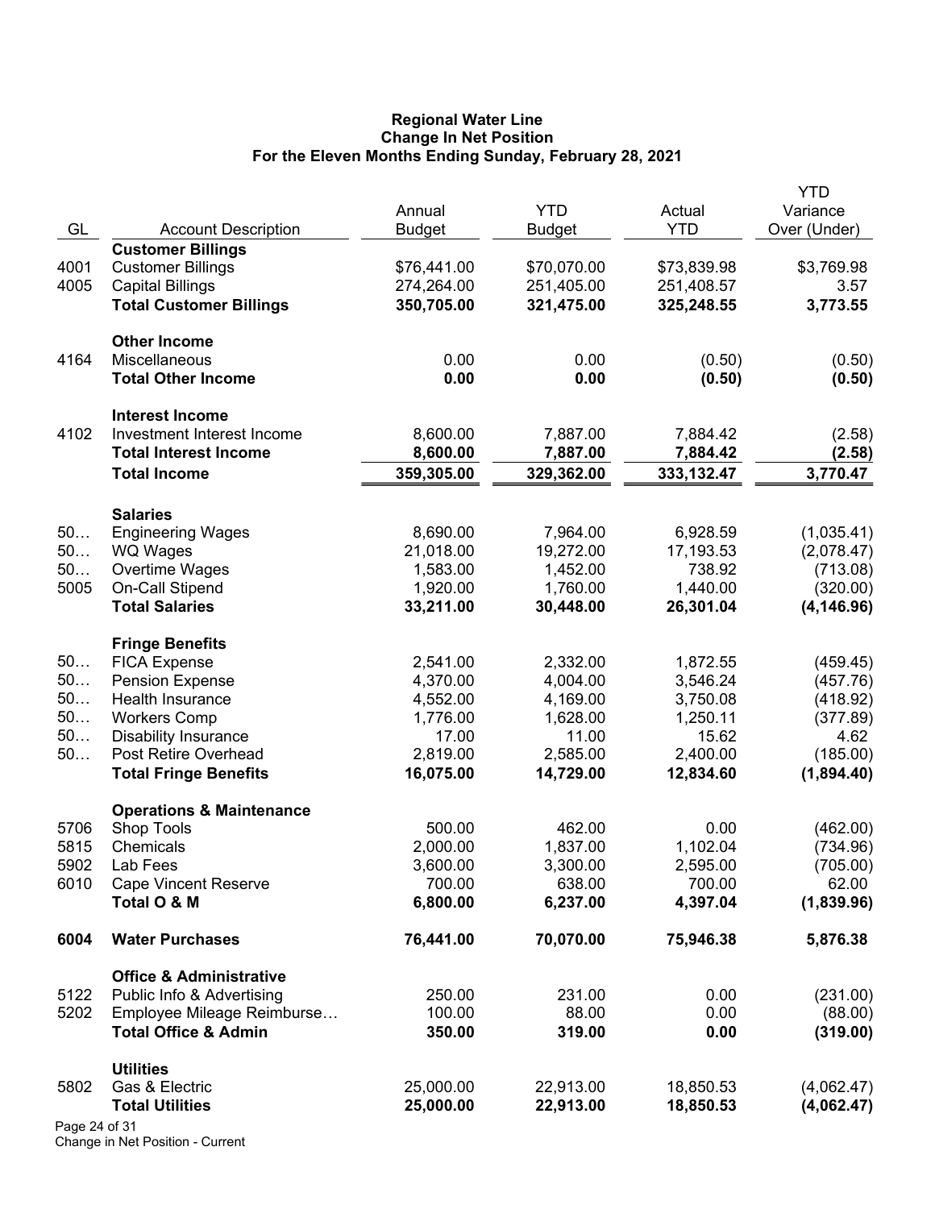**Regional Water Line**
**Change In Net Position**
**For the Eleven Months Ending Sunday, February 28, 2021**

| GL | Account Description | Annual Budget | YTD Budget | Actual YTD | YTD Variance Over (Under) |
|---|---|---|---|---|---|
| | **Customer Billings** | | | | |
| 4001 | Customer Billings | $76,441.00 | $70,070.00 | $73,839.98 | $3,769.98 |
| 4005 | Capital Billings | 274,264.00 | 251,405.00 | 251,408.57 | 3.57 |
| | **Total Customer Billings** | **350,705.00** | **321,475.00** | **325,248.55** | **3,773.55** |
| | **Other Income** | | | | |
| 4164 | Miscellaneous | 0.00 | 0.00 | (0.50) | (0.50) |
| | **Total Other Income** | **0.00** | **0.00** | **(0.50)** | **(0.50)** |
| | **Interest Income** | | | | |
| 4102 | Investment Interest Income | 8,600.00 | 7,887.00 | 7,884.42 | (2.58) |
| | **Total Interest Income** | **8,600.00** | **7,887.00** | **7,884.42** | **(2.58)** |
| | **Total Income** | **359,305.00** | **329,362.00** | **333,132.47** | **3,770.47** |
| | **Salaries** | | | | |
| 50… | Engineering Wages | 8,690.00 | 7,964.00 | 6,928.59 | (1,035.41) |
| 50… | WQ Wages | 21,018.00 | 19,272.00 | 17,193.53 | (2,078.47) |
| 50… | Overtime Wages | 1,583.00 | 1,452.00 | 738.92 | (713.08) |
| 5005 | On-Call Stipend | 1,920.00 | 1,760.00 | 1,440.00 | (320.00) |
| | **Total Salaries** | **33,211.00** | **30,448.00** | **26,301.04** | **(4,146.96)** |
| | **Fringe Benefits** | | | | |
| 50… | FICA Expense | 2,541.00 | 2,332.00 | 1,872.55 | (459.45) |
| 50… | Pension Expense | 4,370.00 | 4,004.00 | 3,546.24 | (457.76) |
| 50… | Health Insurance | 4,552.00 | 4,169.00 | 3,750.08 | (418.92) |
| 50… | Workers Comp | 1,776.00 | 1,628.00 | 1,250.11 | (377.89) |
| 50… | Disability Insurance | 17.00 | 11.00 | 15.62 | 4.62 |
| 50… | Post Retire Overhead | 2,819.00 | 2,585.00 | 2,400.00 | (185.00) |
| | **Total Fringe Benefits** | **16,075.00** | **14,729.00** | **12,834.60** | **(1,894.40)** |
| | **Operations & Maintenance** | | | | |
| 5706 | Shop Tools | 500.00 | 462.00 | 0.00 | (462.00) |
| 5815 | Chemicals | 2,000.00 | 1,837.00 | 1,102.04 | (734.96) |
| 5902 | Lab Fees | 3,600.00 | 3,300.00 | 2,595.00 | (705.00) |
| 6010 | Cape Vincent Reserve | 700.00 | 638.00 | 700.00 | 62.00 |
| | **Total O & M** | **6,800.00** | **6,237.00** | **4,397.04** | **(1,839.96)** |
| **6004** | **Water Purchases** | **76,441.00** | **70,070.00** | **75,946.38** | **5,876.38** |
| | **Office & Administrative** | | | | |
| 5122 | Public Info & Advertising | 250.00 | 231.00 | 0.00 | (231.00) |
| 5202 | Employee Mileage Reimburse… | 100.00 | 88.00 | 0.00 | (88.00) |
| | **Total Office & Admin** | **350.00** | **319.00** | **0.00** | **(319.00)** |
| | **Utilities** | | | | |
| 5802 | Gas & Electric | 25,000.00 | 22,913.00 | 18,850.53 | (4,062.47) |
| | **Total Utilities** | **25,000.00** | **22,913.00** | **18,850.53** | **(4,062.47)** |

Change in Net Position - Current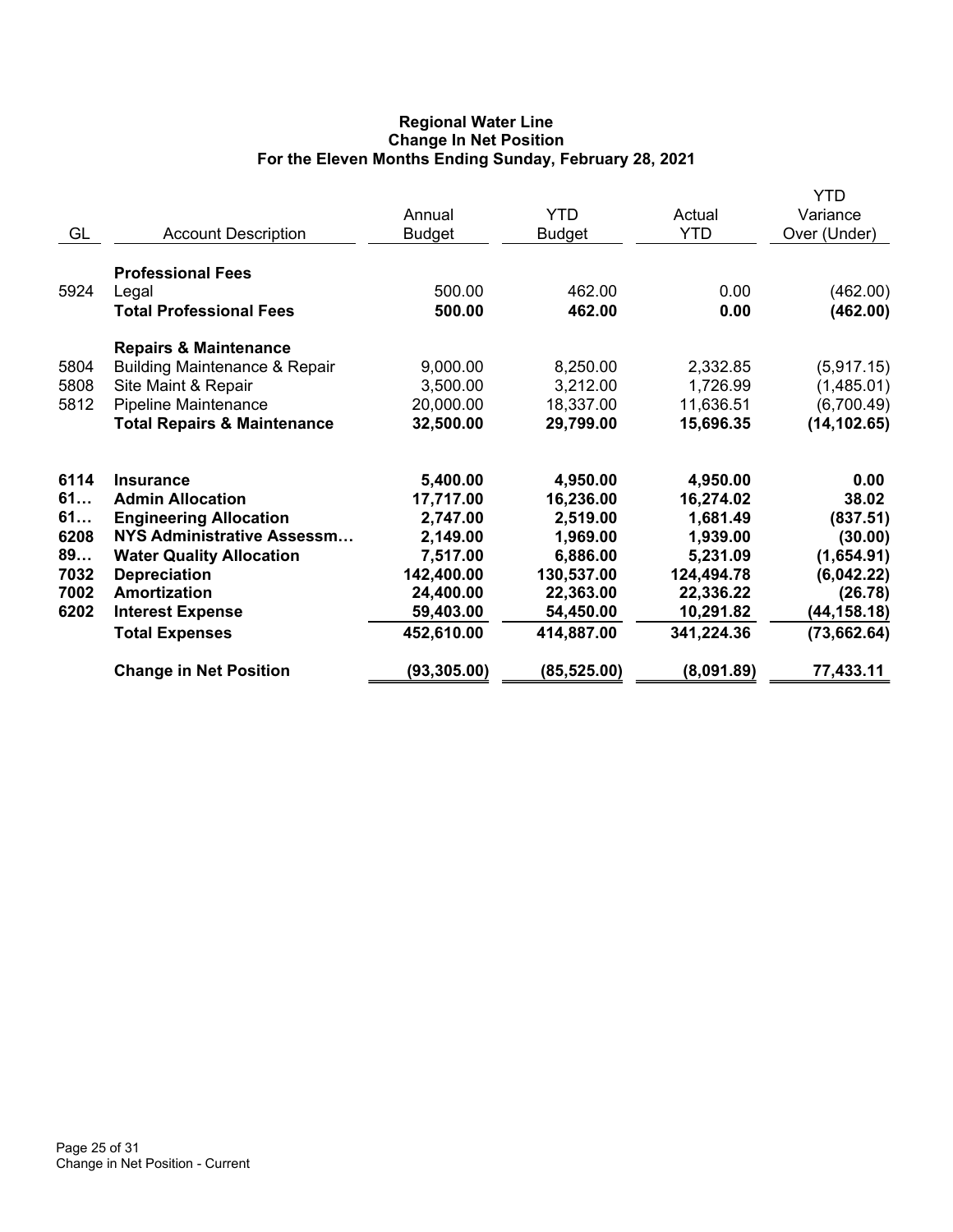# Regional Water Line
## Change In Net Position
### For the Eleven Months Ending Sunday, February 28, 2021

| GL | Account Description | Annual Budget | YTD Budget | Actual YTD | YTD Variance Over (Under) |
|---|---|---|---|---|---|
| | **Professional Fees** | | | | |
| 5924 | Legal | 500.00 | 462.00 | 0.00 | (462.00) |
| | **Total Professional Fees** | **500.00** | **462.00** | **0.00** | **(462.00)** |
| | **Repairs & Maintenance** | | | | |
| 5804 | Building Maintenance & Repair | 9,000.00 | 8,250.00 | 2,332.85 | (5,917.15) |
| 5808 | Site Maint & Repair | 3,500.00 | 3,212.00 | 1,726.99 | (1,485.01) |
| 5812 | Pipeline Maintenance | 20,000.00 | 18,337.00 | 11,636.51 | (6,700.49) |
| | **Total Repairs & Maintenance** | **32,500.00** | **29,799.00** | **15,696.35** | **(14,102.65)** |
| **6114** | **Insurance** | **5,400.00** | **4,950.00** | **4,950.00** | **0.00** |
| **61…** | **Admin Allocation** | **17,717.00** | **16,236.00** | **16,274.02** | **38.02** |
| **61…** | **Engineering Allocation** | **2,747.00** | **2,519.00** | **1,681.49** | **(837.51)** |
| **6208** | **NYS Administrative Assessm…** | **2,149.00** | **1,969.00** | **1,939.00** | **(30.00)** |
| **89…** | **Water Quality Allocation** | **7,517.00** | **6,886.00** | **5,231.09** | **(1,654.91)** |
| **7032** | **Depreciation** | **142,400.00** | **130,537.00** | **124,494.78** | **(6,042.22)** |
| **7002** | **Amortization** | **24,400.00** | **22,363.00** | **22,336.22** | **(26.78)** |
| **6202** | **Interest Expense** | **59,403.00** | **54,450.00** | **10,291.82** | **(44,158.18)** |
| | **Total Expenses** | **452,610.00** | **414,887.00** | **341,224.36** | **(73,662.64)** |
| | **Change in Net Position** | **(93,305.00)** | **(85,525.00)** | **(8,091.89)** | **77,433.11** |

Change in Net Position - Current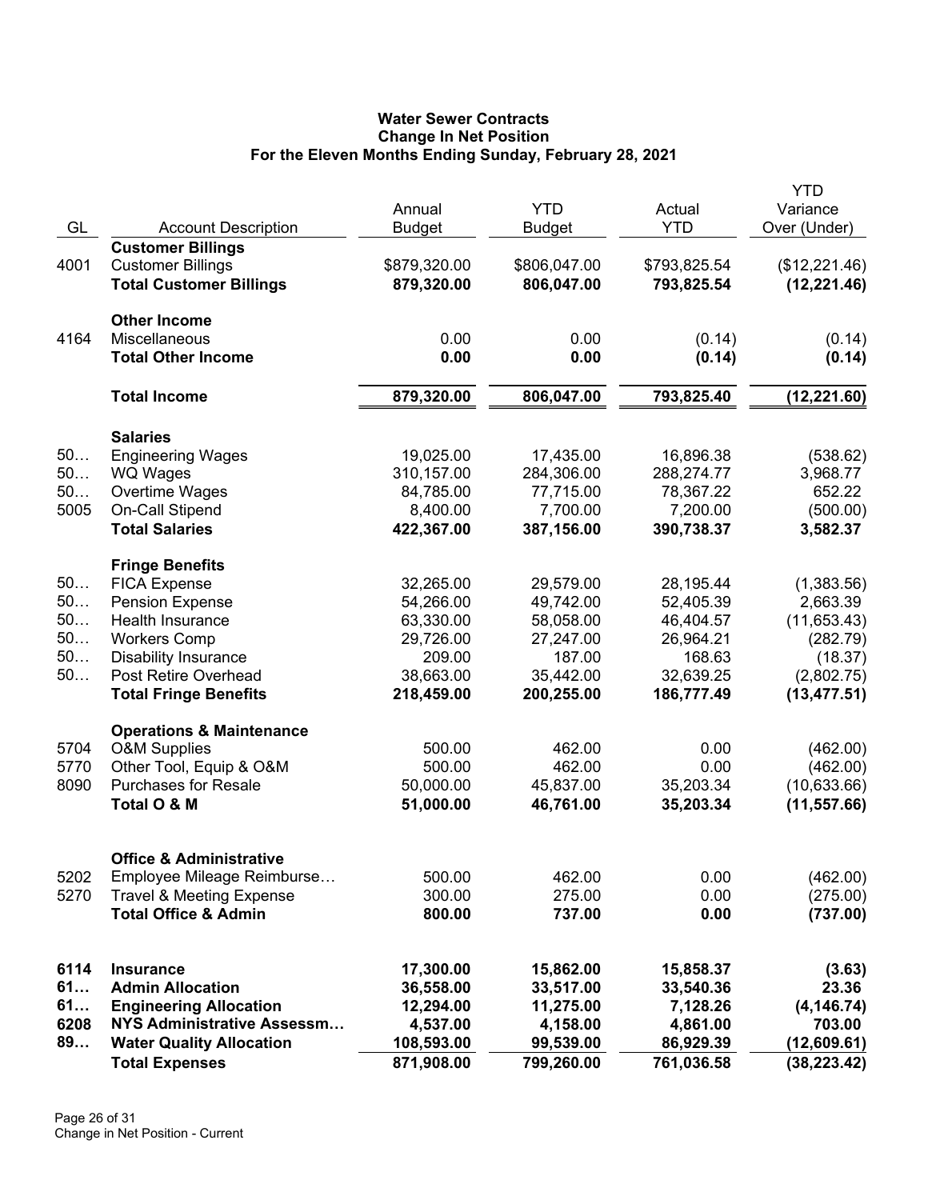# Water Sewer Contracts
## Change In Net Position
### For the Eleven Months Ending Sunday, February 28, 2021

| GL | Account Description | Annual Budget | YTD Budget | Actual YTD | YTD Variance Over (Under) |
|---|---|---|---|---|---|
| | **Customer Billings** | | | | |
| 4001 | Customer Billings | $879,320.00 | $806,047.00 | $793,825.54 | ($12,221.46) |
| | **Total Customer Billings** | **879,320.00** | **806,047.00** | **793,825.54** | **(12,221.46)** |
| | **Other Income** | | | | |
| 4164 | Miscellaneous | 0.00 | 0.00 | (0.14) | (0.14) |
| | **Total Other Income** | **0.00** | **0.00** | **(0.14)** | **(0.14)** |
| | **Total Income** | **879,320.00** | **806,047.00** | **793,825.40** | **(12,221.60)** |
| | **Salaries** | | | | |
| 50… | Engineering Wages | 19,025.00 | 17,435.00 | 16,896.38 | (538.62) |
| 50… | WQ Wages | 310,157.00 | 284,306.00 | 288,274.77 | 3,968.77 |
| 50… | Overtime Wages | 84,785.00 | 77,715.00 | 78,367.22 | 652.22 |
| 5005 | On-Call Stipend | 8,400.00 | 7,700.00 | 7,200.00 | (500.00) |
| | **Total Salaries** | **422,367.00** | **387,156.00** | **390,738.37** | **3,582.37** |
| | **Fringe Benefits** | | | | |
| 50… | FICA Expense | 32,265.00 | 29,579.00 | 28,195.44 | (1,383.56) |
| 50… | Pension Expense | 54,266.00 | 49,742.00 | 52,405.39 | 2,663.39 |
| 50… | Health Insurance | 63,330.00 | 58,058.00 | 46,404.57 | (11,653.43) |
| 50… | Workers Comp | 29,726.00 | 27,247.00 | 26,964.21 | (282.79) |
| 50… | Disability Insurance | 209.00 | 187.00 | 168.63 | (18.37) |
| 50… | Post Retire Overhead | 38,663.00 | 35,442.00 | 32,639.25 | (2,802.75) |
| | **Total Fringe Benefits** | **218,459.00** | **200,255.00** | **186,777.49** | **(13,477.51)** |
| | **Operations & Maintenance** | | | | |
| 5704 | O&M Supplies | 500.00 | 462.00 | 0.00 | (462.00) |
| 5770 | Other Tool, Equip & O&M | 500.00 | 462.00 | 0.00 | (462.00) |
| 8090 | Purchases for Resale | 50,000.00 | 45,837.00 | 35,203.34 | (10,633.66) |
| | **Total O & M** | **51,000.00** | **46,761.00** | **35,203.34** | **(11,557.66)** |
| | **Office & Administrative** | | | | |
| 5202 | Employee Mileage Reimburse… | 500.00 | 462.00 | 0.00 | (462.00) |
| 5270 | Travel & Meeting Expense | 300.00 | 275.00 | 0.00 | (275.00) |
| | **Total Office & Admin** | **800.00** | **737.00** | **0.00** | **(737.00)** |
| **6114** | **Insurance** | **17,300.00** | **15,862.00** | **15,858.37** | **(3.63)** |
| **61…** | **Admin Allocation** | **36,558.00** | **33,517.00** | **33,540.36** | **23.36** |
| **61…** | **Engineering Allocation** | **12,294.00** | **11,275.00** | **7,128.26** | **(4,146.74)** |
| **6208** | **NYS Administrative Assessm…** | **4,537.00** | **4,158.00** | **4,861.00** | **703.00** |
| **89…** | **Water Quality Allocation** | **108,593.00** | **99,539.00** | **86,929.39** | **(12,609.61)** |
| | **Total Expenses** | **871,908.00** | **799,260.00** | **761,036.58** | **(38,223.42)** |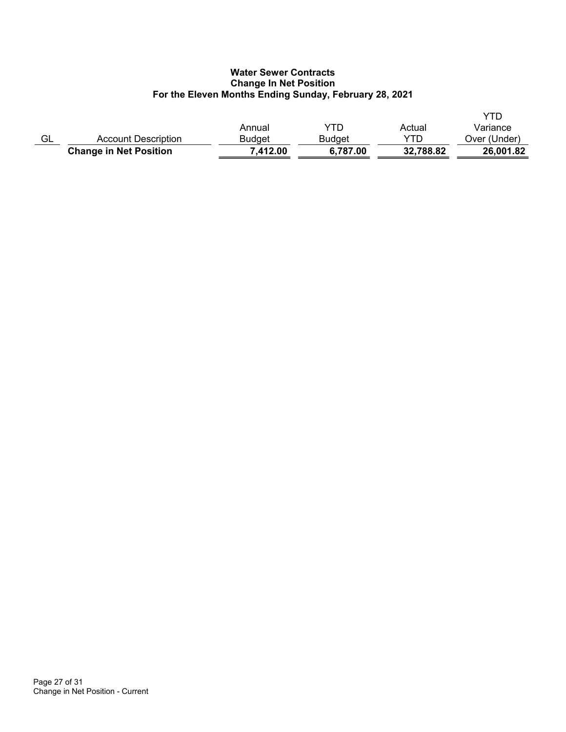**Water Sewer Contracts**
**Change In Net Position**
**For the Eleven Months Ending Sunday, February 28, 2021**

| GL | Account Description | Annual Budget | YTD Budget | Actual YTD | YTD Variance Over (Under) |
|---|---|---|---|---|---|
| | **Change in Net Position** | **7,412.00** | **6,787.00** | **32,788.82** | **26,001.82** |

Change in Net Position - Current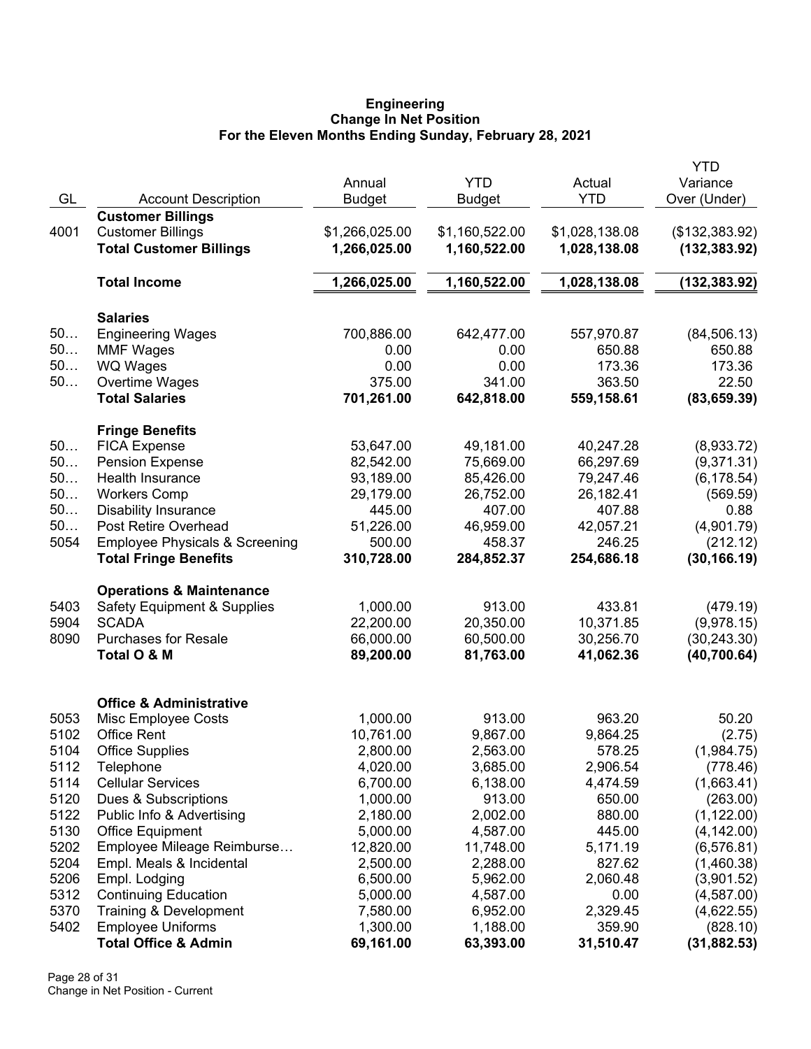**Engineering**
**Change In Net Position**
**For the Eleven Months Ending Sunday, February 28, 2021**

| GL | Account Description | Annual Budget | YTD Budget | Actual YTD | YTD Variance Over (Under) |
|---|---|---|---|---|---|
| | **Customer Billings** | | | | |
| 4001 | Customer Billings | $1,266,025.00 | $1,160,522.00 | $1,028,138.08 | ($132,383.92) |
| | **Total Customer Billings** | **1,266,025.00** | **1,160,522.00** | **1,028,138.08** | **(132,383.92)** |
| | **Total Income** | **1,266,025.00** | **1,160,522.00** | **1,028,138.08** | **(132,383.92)** |
| | **Salaries** | | | | |
| 50… | Engineering Wages | 700,886.00 | 642,477.00 | 557,970.87 | (84,506.13) |
| 50… | MMF Wages | 0.00 | 0.00 | 650.88 | 650.88 |
| 50… | WQ Wages | 0.00 | 0.00 | 173.36 | 173.36 |
| 50… | Overtime Wages | 375.00 | 341.00 | 363.50 | 22.50 |
| | **Total Salaries** | **701,261.00** | **642,818.00** | **559,158.61** | **(83,659.39)** |
| | **Fringe Benefits** | | | | |
| 50… | FICA Expense | 53,647.00 | 49,181.00 | 40,247.28 | (8,933.72) |
| 50… | Pension Expense | 82,542.00 | 75,669.00 | 66,297.69 | (9,371.31) |
| 50… | Health Insurance | 93,189.00 | 85,426.00 | 79,247.46 | (6,178.54) |
| 50… | Workers Comp | 29,179.00 | 26,752.00 | 26,182.41 | (569.59) |
| 50… | Disability Insurance | 445.00 | 407.00 | 407.88 | 0.88 |
| 50… | Post Retire Overhead | 51,226.00 | 46,959.00 | 42,057.21 | (4,901.79) |
| 5054 | Employee Physicals & Screening | 500.00 | 458.37 | 246.25 | (212.12) |
| | **Total Fringe Benefits** | **310,728.00** | **284,852.37** | **254,686.18** | **(30,166.19)** |
| | **Operations & Maintenance** | | | | |
| 5403 | Safety Equipment & Supplies | 1,000.00 | 913.00 | 433.81 | (479.19) |
| 5904 | SCADA | 22,200.00 | 20,350.00 | 10,371.85 | (9,978.15) |
| 8090 | Purchases for Resale | 66,000.00 | 60,500.00 | 30,256.70 | (30,243.30) |
| | **Total O & M** | **89,200.00** | **81,763.00** | **41,062.36** | **(40,700.64)** |
| | **Office & Administrative** | | | | |
| 5053 | Misc Employee Costs | 1,000.00 | 913.00 | 963.20 | 50.20 |
| 5102 | Office Rent | 10,761.00 | 9,867.00 | 9,864.25 | (2.75) |
| 5104 | Office Supplies | 2,800.00 | 2,563.00 | 578.25 | (1,984.75) |
| 5112 | Telephone | 4,020.00 | 3,685.00 | 2,906.54 | (778.46) |
| 5114 | Cellular Services | 6,700.00 | 6,138.00 | 4,474.59 | (1,663.41) |
| 5120 | Dues & Subscriptions | 1,000.00 | 913.00 | 650.00 | (263.00) |
| 5122 | Public Info & Advertising | 2,180.00 | 2,002.00 | 880.00 | (1,122.00) |
| 5130 | Office Equipment | 5,000.00 | 4,587.00 | 445.00 | (4,142.00) |
| 5202 | Employee Mileage Reimburse… | 12,820.00 | 11,748.00 | 5,171.19 | (6,576.81) |
| 5204 | Empl. Meals & Incidental | 2,500.00 | 2,288.00 | 827.62 | (1,460.38) |
| 5206 | Empl. Lodging | 6,500.00 | 5,962.00 | 2,060.48 | (3,901.52) |
| 5312 | Continuing Education | 5,000.00 | 4,587.00 | 0.00 | (4,587.00) |
| 5370 | Training & Development | 7,580.00 | 6,952.00 | 2,329.45 | (4,622.55) |
| 5402 | Employee Uniforms | 1,300.00 | 1,188.00 | 359.90 | (828.10) |
| | **Total Office & Admin** | **69,161.00** | **63,393.00** | **31,510.47** | **(31,882.53)** |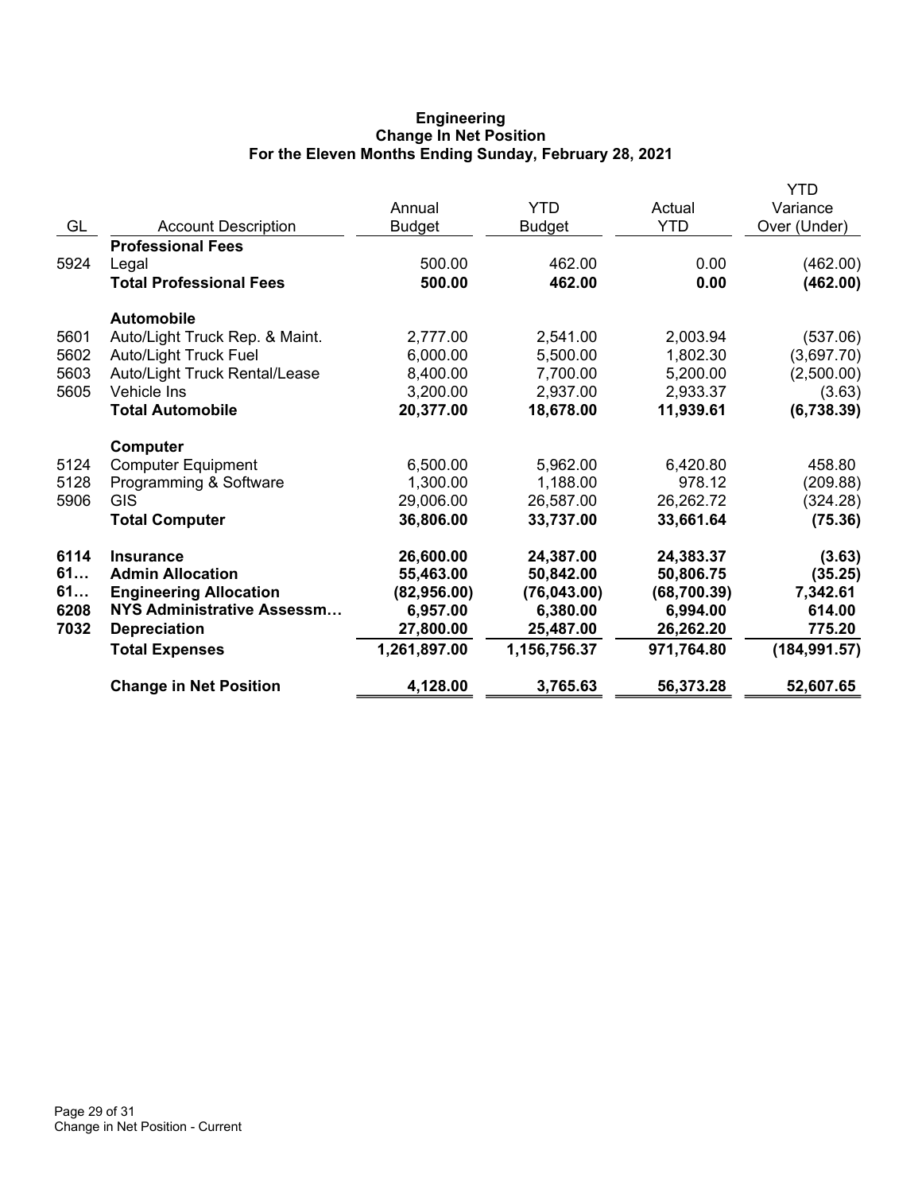# Engineering
## Change In Net Position
### For the Eleven Months Ending Sunday, February 28, 2021

| GL | Account Description | Annual Budget | YTD Budget | Actual YTD | YTD Variance Over (Under) |
|---|---|---|---|---|---|
| | **Professional Fees** | | | | |
| 5924 | Legal | 500.00 | 462.00 | 0.00 | (462.00) |
| | **Total Professional Fees** | **500.00** | **462.00** | **0.00** | **(462.00)** |
| | **Automobile** | | | | |
| 5601 | Auto/Light Truck Rep. & Maint. | 2,777.00 | 2,541.00 | 2,003.94 | (537.06) |
| 5602 | Auto/Light Truck Fuel | 6,000.00 | 5,500.00 | 1,802.30 | (3,697.70) |
| 5603 | Auto/Light Truck Rental/Lease | 8,400.00 | 7,700.00 | 5,200.00 | (2,500.00) |
| 5605 | Vehicle Ins | 3,200.00 | 2,937.00 | 2,933.37 | (3.63) |
| | **Total Automobile** | **20,377.00** | **18,678.00** | **11,939.61** | **(6,738.39)** |
| | **Computer** | | | | |
| 5124 | Computer Equipment | 6,500.00 | 5,962.00 | 6,420.80 | 458.80 |
| 5128 | Programming & Software | 1,300.00 | 1,188.00 | 978.12 | (209.88) |
| 5906 | GIS | 29,006.00 | 26,587.00 | 26,262.72 | (324.28) |
| | **Total Computer** | **36,806.00** | **33,737.00** | **33,661.64** | **(75.36)** |
| **6114** | **Insurance** | **26,600.00** | **24,387.00** | **24,383.37** | **(3.63)** |
| **61…** | **Admin Allocation** | **55,463.00** | **50,842.00** | **50,806.75** | **(35.25)** |
| **61…** | **Engineering Allocation** | **(82,956.00)** | **(76,043.00)** | **(68,700.39)** | **7,342.61** |
| **6208** | **NYS Administrative Assessm…** | **6,957.00** | **6,380.00** | **6,994.00** | **614.00** |
| **7032** | **Depreciation** | **27,800.00** | **25,487.00** | **26,262.20** | **775.20** |
| | **Total Expenses** | **1,261,897.00** | **1,156,756.37** | **971,764.80** | **(184,991.57)** |
| | **Change in Net Position** | **4,128.00** | **3,765.63** | **56,373.28** | **52,607.65** |

Change in Net Position - Current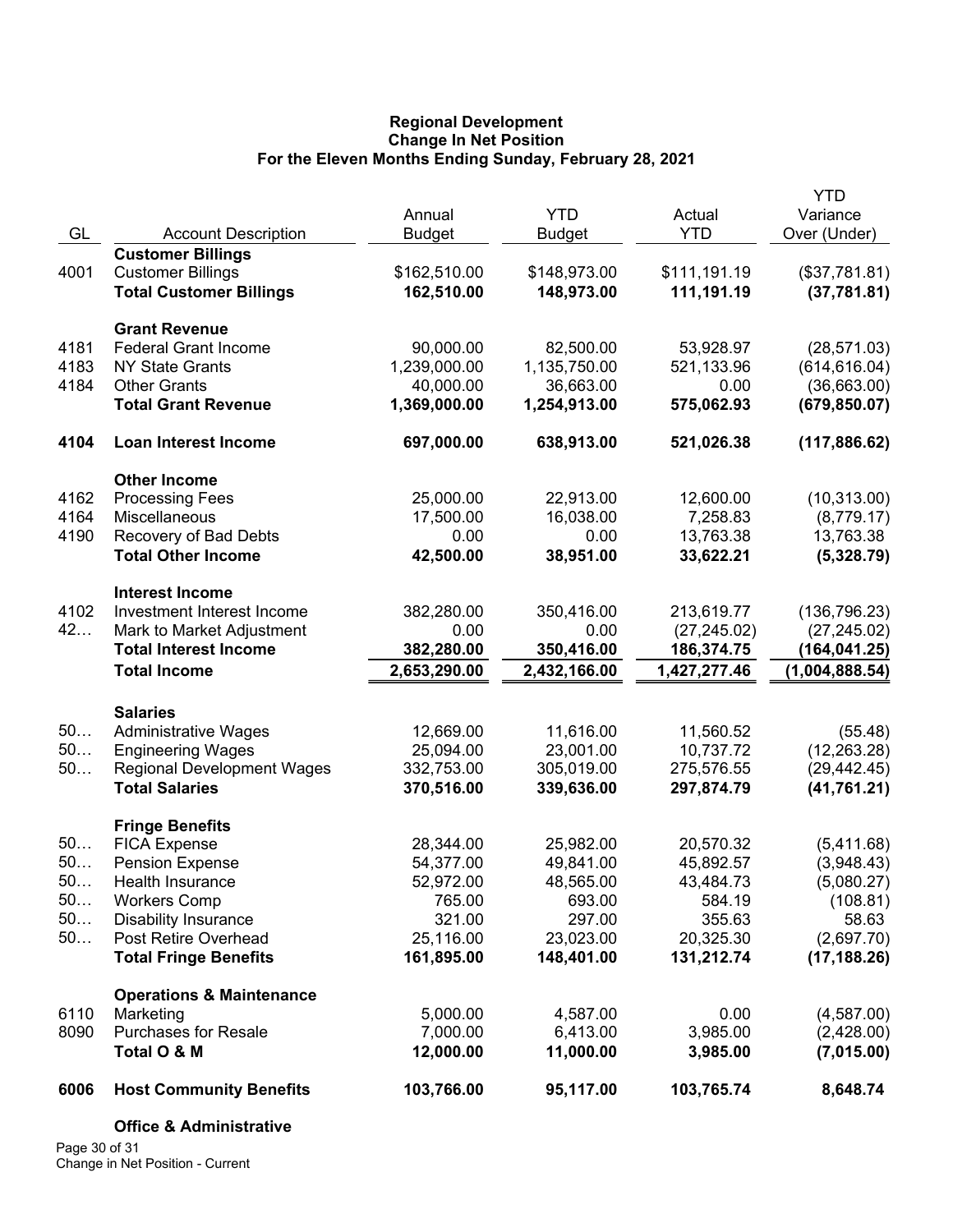**Regional Development**
**Change In Net Position**
**For the Eleven Months Ending Sunday, February 28, 2021**

| GL | Account Description | Annual Budget | YTD Budget | Actual YTD | YTD Variance Over (Under) |
|---|---|---|---|---|---|
| | **Customer Billings** | | | | |
| 4001 | Customer Billings | $162,510.00 | $148,973.00 | $111,191.19 | ($37,781.81) |
| | **Total Customer Billings** | **162,510.00** | **148,973.00** | **111,191.19** | **(37,781.81)** |
| | **Grant Revenue** | | | | |
| 4181 | Federal Grant Income | 90,000.00 | 82,500.00 | 53,928.97 | (28,571.03) |
| 4183 | NY State Grants | 1,239,000.00 | 1,135,750.00 | 521,133.96 | (614,616.04) |
| 4184 | Other Grants | 40,000.00 | 36,663.00 | 0.00 | (36,663.00) |
| | **Total Grant Revenue** | **1,369,000.00** | **1,254,913.00** | **575,062.93** | **(679,850.07)** |
| **4104** | **Loan Interest Income** | **697,000.00** | **638,913.00** | **521,026.38** | **(117,886.62)** |
| | **Other Income** | | | | |
| 4162 | Processing Fees | 25,000.00 | 22,913.00 | 12,600.00 | (10,313.00) |
| 4164 | Miscellaneous | 17,500.00 | 16,038.00 | 7,258.83 | (8,779.17) |
| 4190 | Recovery of Bad Debts | 0.00 | 0.00 | 13,763.38 | 13,763.38 |
| | **Total Other Income** | **42,500.00** | **38,951.00** | **33,622.21** | **(5,328.79)** |
| | **Interest Income** | | | | |
| 4102 | Investment Interest Income | 382,280.00 | 350,416.00 | 213,619.77 | (136,796.23) |
| 42… | Mark to Market Adjustment | 0.00 | 0.00 | (27,245.02) | (27,245.02) |
| | **Total Interest Income** | **382,280.00** | **350,416.00** | **186,374.75** | **(164,041.25)** |
| | **Total Income** | **2,653,290.00** | **2,432,166.00** | **1,427,277.46** | **(1,004,888.54)** |
| | **Salaries** | | | | |
| 50… | Administrative Wages | 12,669.00 | 11,616.00 | 11,560.52 | (55.48) |
| 50… | Engineering Wages | 25,094.00 | 23,001.00 | 10,737.72 | (12,263.28) |
| 50… | Regional Development Wages | 332,753.00 | 305,019.00 | 275,576.55 | (29,442.45) |
| | **Total Salaries** | **370,516.00** | **339,636.00** | **297,874.79** | **(41,761.21)** |
| | **Fringe Benefits** | | | | |
| 50… | FICA Expense | 28,344.00 | 25,982.00 | 20,570.32 | (5,411.68) |
| 50… | Pension Expense | 54,377.00 | 49,841.00 | 45,892.57 | (3,948.43) |
| 50… | Health Insurance | 52,972.00 | 48,565.00 | 43,484.73 | (5,080.27) |
| 50… | Workers Comp | 765.00 | 693.00 | 584.19 | (108.81) |
| 50… | Disability Insurance | 321.00 | 297.00 | 355.63 | 58.63 |
| 50… | Post Retire Overhead | 25,116.00 | 23,023.00 | 20,325.30 | (2,697.70) |
| | **Total Fringe Benefits** | **161,895.00** | **148,401.00** | **131,212.74** | **(17,188.26)** |
| | **Operations & Maintenance** | | | | |
| 6110 | Marketing | 5,000.00 | 4,587.00 | 0.00 | (4,587.00) |
| 8090 | Purchases for Resale | 7,000.00 | 6,413.00 | 3,985.00 | (2,428.00) |
| | **Total O & M** | **12,000.00** | **11,000.00** | **3,985.00** | **(7,015.00)** |
| **6006** | **Host Community Benefits** | **103,766.00** | **95,117.00** | **103,765.74** | **8,648.74** |
| | **Office & Administrative** | | | | |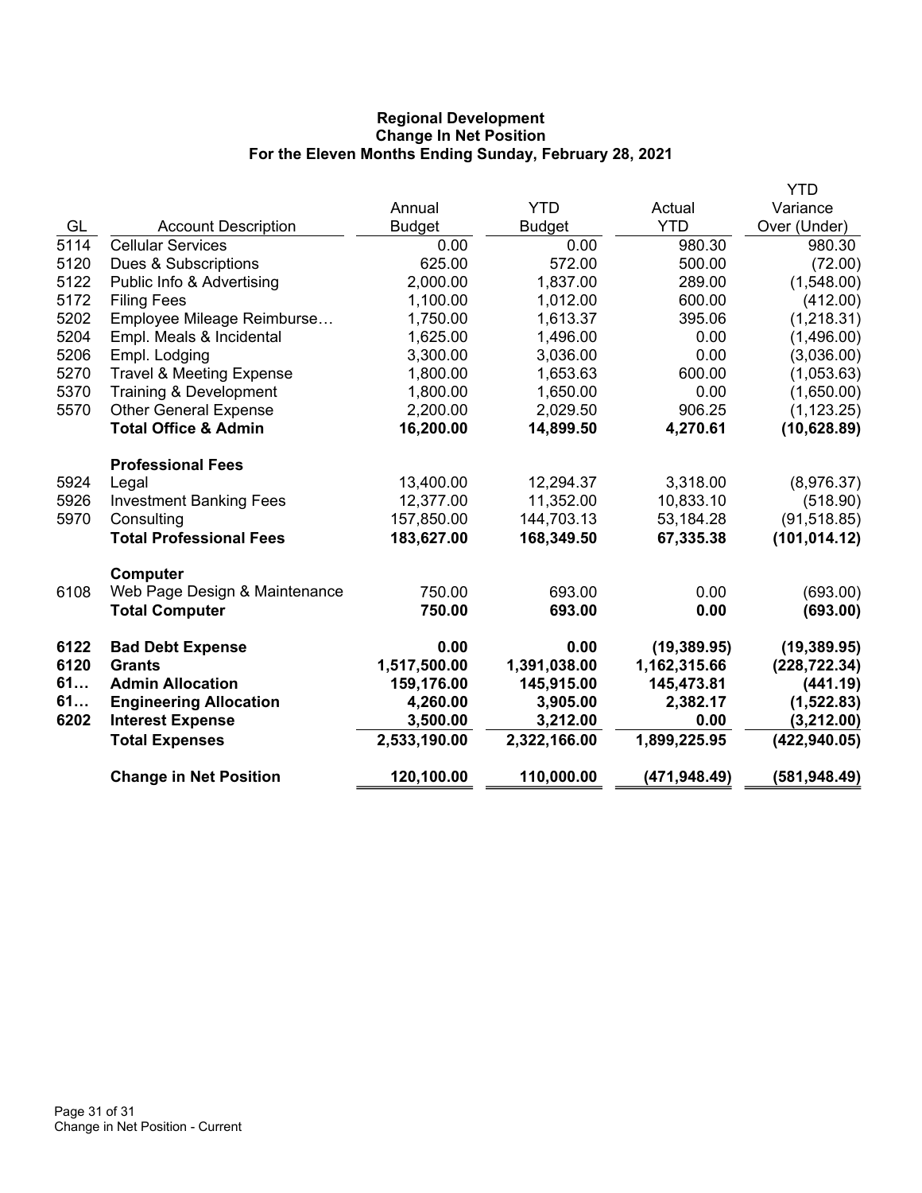**Regional Development**
**Change In Net Position**
**For the Eleven Months Ending Sunday, February 28, 2021**

| GL | Account Description | Annual Budget | YTD Budget | Actual YTD | YTD Variance Over (Under) |
|---|---|---|---|---|---|
| 5114 | Cellular Services | 0.00 | 0.00 | 980.30 | 980.30 |
| 5120 | Dues & Subscriptions | 625.00 | 572.00 | 500.00 | (72.00) |
| 5122 | Public Info & Advertising | 2,000.00 | 1,837.00 | 289.00 | (1,548.00) |
| 5172 | Filing Fees | 1,100.00 | 1,012.00 | 600.00 | (412.00) |
| 5202 | Employee Mileage Reimburse… | 1,750.00 | 1,613.37 | 395.06 | (1,218.31) |
| 5204 | Empl. Meals & Incidental | 1,625.00 | 1,496.00 | 0.00 | (1,496.00) |
| 5206 | Empl. Lodging | 3,300.00 | 3,036.00 | 0.00 | (3,036.00) |
| 5270 | Travel & Meeting Expense | 1,800.00 | 1,653.63 | 600.00 | (1,053.63) |
| 5370 | Training & Development | 1,800.00 | 1,650.00 | 0.00 | (1,650.00) |
| 5570 | Other General Expense | 2,200.00 | 2,029.50 | 906.25 | (1,123.25) |
| | **Total Office & Admin** | **16,200.00** | **14,899.50** | **4,270.61** | **(10,628.89)** |
| | **Professional Fees** | | | | |
| 5924 | Legal | 13,400.00 | 12,294.37 | 3,318.00 | (8,976.37) |
| 5926 | Investment Banking Fees | 12,377.00 | 11,352.00 | 10,833.10 | (518.90) |
| 5970 | Consulting | 157,850.00 | 144,703.13 | 53,184.28 | (91,518.85) |
| | **Total Professional Fees** | **183,627.00** | **168,349.50** | **67,335.38** | **(101,014.12)** |
| | **Computer** | | | | |
| 6108 | Web Page Design & Maintenance | 750.00 | 693.00 | 0.00 | (693.00) |
| | **Total Computer** | **750.00** | **693.00** | **0.00** | **(693.00)** |
| **6122** | **Bad Debt Expense** | **0.00** | **0.00** | **(19,389.95)** | **(19,389.95)** |
| **6120** | **Grants** | **1,517,500.00** | **1,391,038.00** | **1,162,315.66** | **(228,722.34)** |
| **61…** | **Admin Allocation** | **159,176.00** | **145,915.00** | **145,473.81** | **(441.19)** |
| **61…** | **Engineering Allocation** | **4,260.00** | **3,905.00** | **2,382.17** | **(1,522.83)** |
| **6202** | **Interest Expense** | **3,500.00** | **3,212.00** | **0.00** | **(3,212.00)** |
| | **Total Expenses** | **2,533,190.00** | **2,322,166.00** | **1,899,225.95** | **(422,940.05)** |
| | **Change in Net Position** | **120,100.00** | **110,000.00** | **(471,948.49)** | **(581,948.49)** |

Change in Net Position - Current